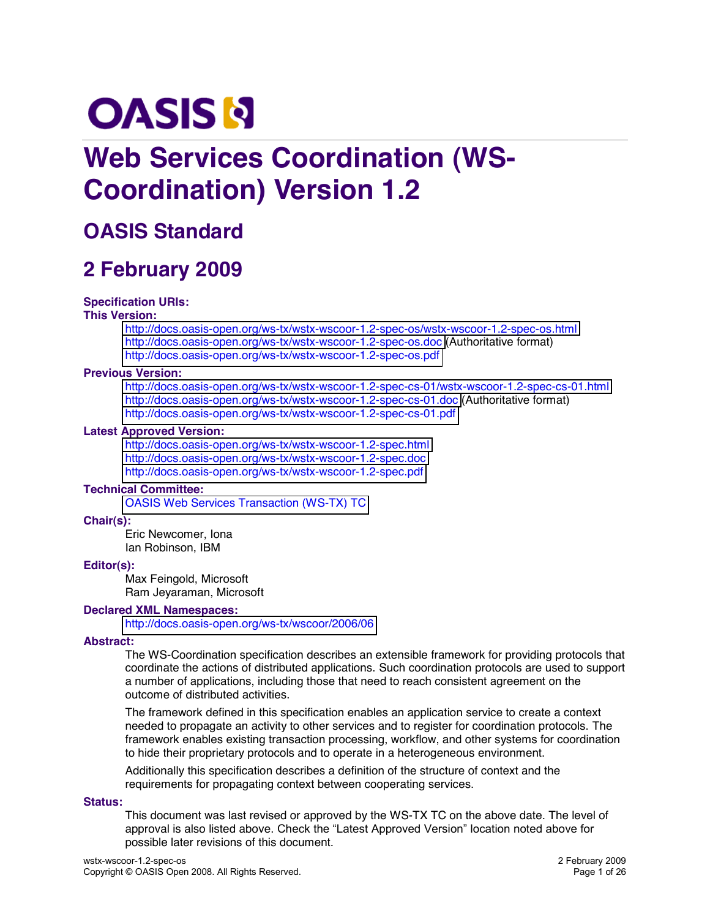OASIS

# Web Services Coordination (WS-Coordination) Version 1.2

## OASIS Standard

## 2 February 2009

**Specification URIs:**

**This Version:**

http://docs.oasis-open.org/ws-tx/wstx-wscoor-1.2-spec-os/wstx-wscoor-1.2-spec-os.html
http://docs.oasis-open.org/ws-tx/wstx-wscoor-1.2-spec-os.doc (Authoritative format)
http://docs.oasis-open.org/ws-tx/wstx-wscoor-1.2-spec-os.pdf

**Previous Version:**

http://docs.oasis-open.org/ws-tx/wstx-wscoor-1.2-spec-cs-01/wstx-wscoor-1.2-spec-cs-01.html
http://docs.oasis-open.org/ws-tx/wstx-wscoor-1.2-spec-cs-01.doc (Authoritative format)
http://docs.oasis-open.org/ws-tx/wstx-wscoor-1.2-spec-cs-01.pdf

**Latest Approved Version:**

http://docs.oasis-open.org/ws-tx/wstx-wscoor-1.2-spec.html
http://docs.oasis-open.org/ws-tx/wstx-wscoor-1.2-spec.doc
http://docs.oasis-open.org/ws-tx/wstx-wscoor-1.2-spec.pdf

**Technical Committee:**

OASIS Web Services Transaction (WS-TX) TC

**Chair(s):**

Eric Newcomer, Iona
Ian Robinson, IBM

**Editor(s):**

Max Feingold, Microsoft
Ram Jeyaraman, Microsoft

**Declared XML Namespaces:**

http://docs.oasis-open.org/ws-tx/wscoor/2006/06

**Abstract:**

The WS-Coordination specification describes an extensible framework for providing protocols that coordinate the actions of distributed applications. Such coordination protocols are used to support a number of applications, including those that need to reach consistent agreement on the outcome of distributed activities.

The framework defined in this specification enables an application service to create a context needed to propagate an activity to other services and to register for coordination protocols. The framework enables existing transaction processing, workflow, and other systems for coordination to hide their proprietary protocols and to operate in a heterogeneous environment.

Additionally this specification describes a definition of the structure of context and the requirements for propagating context between cooperating services.

**Status:**

This document was last revised or approved by the WS-TX TC on the above date. The level of approval is also listed above. Check the "Latest Approved Version" location noted above for possible later revisions of this document.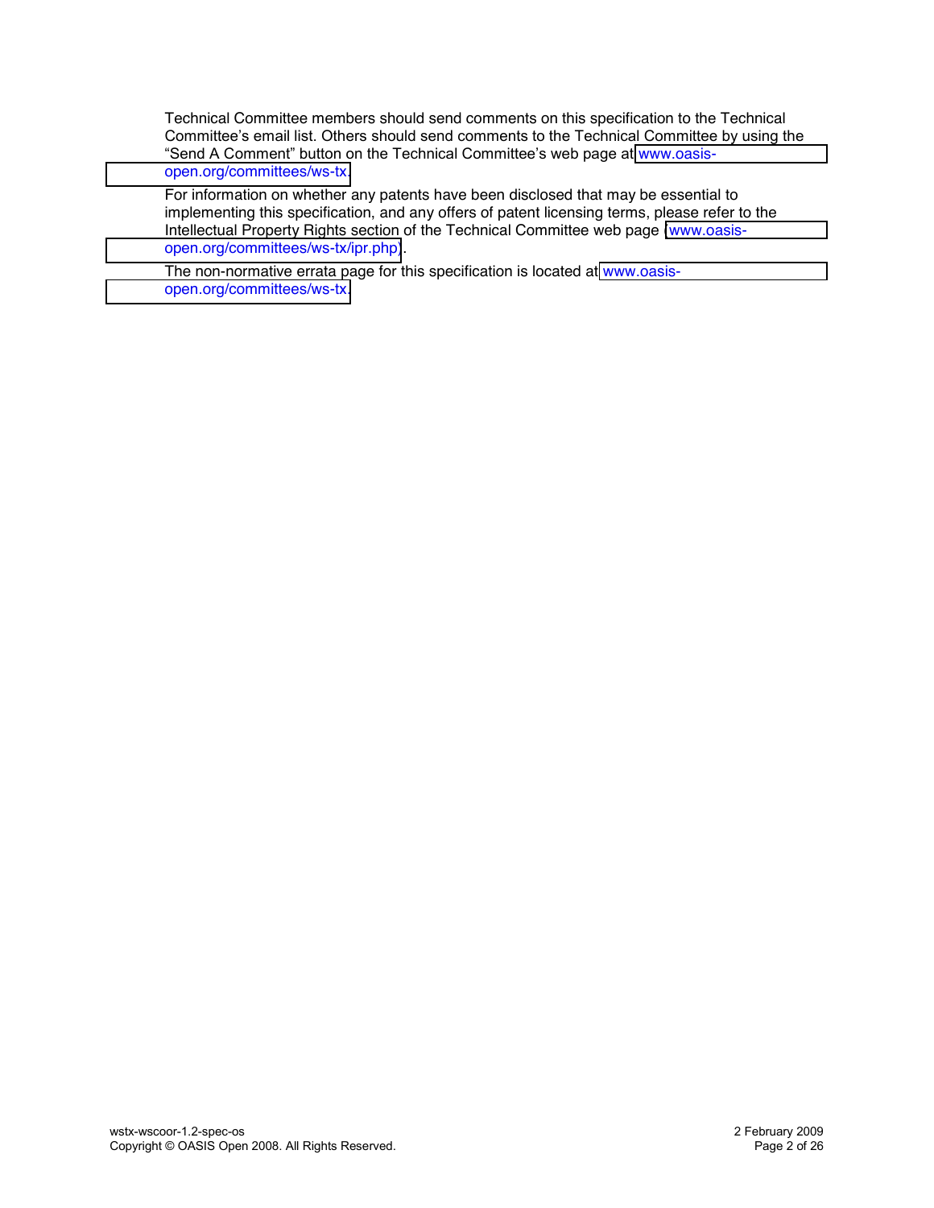Technical Committee members should send comments on this specification to the Technical Committee's email list. Others should send comments to the Technical Committee by using the "Send A Comment" button on the Technical Committee's web page at www.oasis-open.org/committees/ws-tx.

For information on whether any patents have been disclosed that may be essential to implementing this specification, and any offers of patent licensing terms, please refer to the Intellectual Property Rights section of the Technical Committee web page (www.oasis-open.org/committees/ws-tx/ipr.php).

The non-normative errata page for this specification is located at www.oasis-open.org/committees/ws-tx.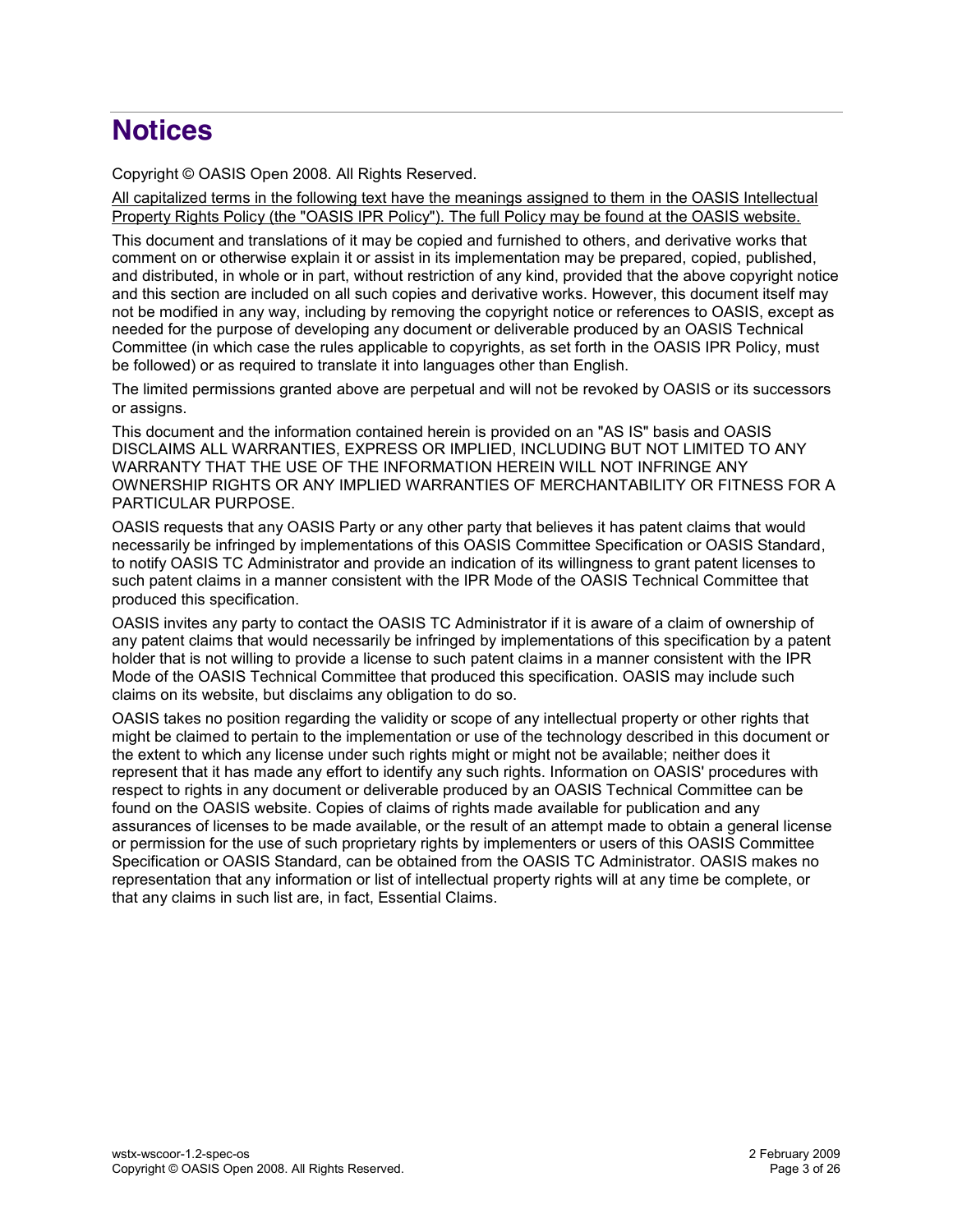# Notices

Copyright © OASIS Open 2008. All Rights Reserved.

All capitalized terms in the following text have the meanings assigned to them in the OASIS Intellectual Property Rights Policy (the "OASIS IPR Policy"). The full Policy may be found at the OASIS website.

This document and translations of it may be copied and furnished to others, and derivative works that comment on or otherwise explain it or assist in its implementation may be prepared, copied, published, and distributed, in whole or in part, without restriction of any kind, provided that the above copyright notice and this section are included on all such copies and derivative works. However, this document itself may not be modified in any way, including by removing the copyright notice or references to OASIS, except as needed for the purpose of developing any document or deliverable produced by an OASIS Technical Committee (in which case the rules applicable to copyrights, as set forth in the OASIS IPR Policy, must be followed) or as required to translate it into languages other than English.

The limited permissions granted above are perpetual and will not be revoked by OASIS or its successors or assigns.

This document and the information contained herein is provided on an "AS IS" basis and OASIS DISCLAIMS ALL WARRANTIES, EXPRESS OR IMPLIED, INCLUDING BUT NOT LIMITED TO ANY WARRANTY THAT THE USE OF THE INFORMATION HEREIN WILL NOT INFRINGE ANY OWNERSHIP RIGHTS OR ANY IMPLIED WARRANTIES OF MERCHANTABILITY OR FITNESS FOR A PARTICULAR PURPOSE.

OASIS requests that any OASIS Party or any other party that believes it has patent claims that would necessarily be infringed by implementations of this OASIS Committee Specification or OASIS Standard, to notify OASIS TC Administrator and provide an indication of its willingness to grant patent licenses to such patent claims in a manner consistent with the IPR Mode of the OASIS Technical Committee that produced this specification.

OASIS invites any party to contact the OASIS TC Administrator if it is aware of a claim of ownership of any patent claims that would necessarily be infringed by implementations of this specification by a patent holder that is not willing to provide a license to such patent claims in a manner consistent with the IPR Mode of the OASIS Technical Committee that produced this specification. OASIS may include such claims on its website, but disclaims any obligation to do so.

OASIS takes no position regarding the validity or scope of any intellectual property or other rights that might be claimed to pertain to the implementation or use of the technology described in this document or the extent to which any license under such rights might or might not be available; neither does it represent that it has made any effort to identify any such rights. Information on OASIS' procedures with respect to rights in any document or deliverable produced by an OASIS Technical Committee can be found on the OASIS website. Copies of claims of rights made available for publication and any assurances of licenses to be made available, or the result of an attempt made to obtain a general license or permission for the use of such proprietary rights by implementers or users of this OASIS Committee Specification or OASIS Standard, can be obtained from the OASIS TC Administrator. OASIS makes no representation that any information or list of intellectual property rights will at any time be complete, or that any claims in such list are, in fact, Essential Claims.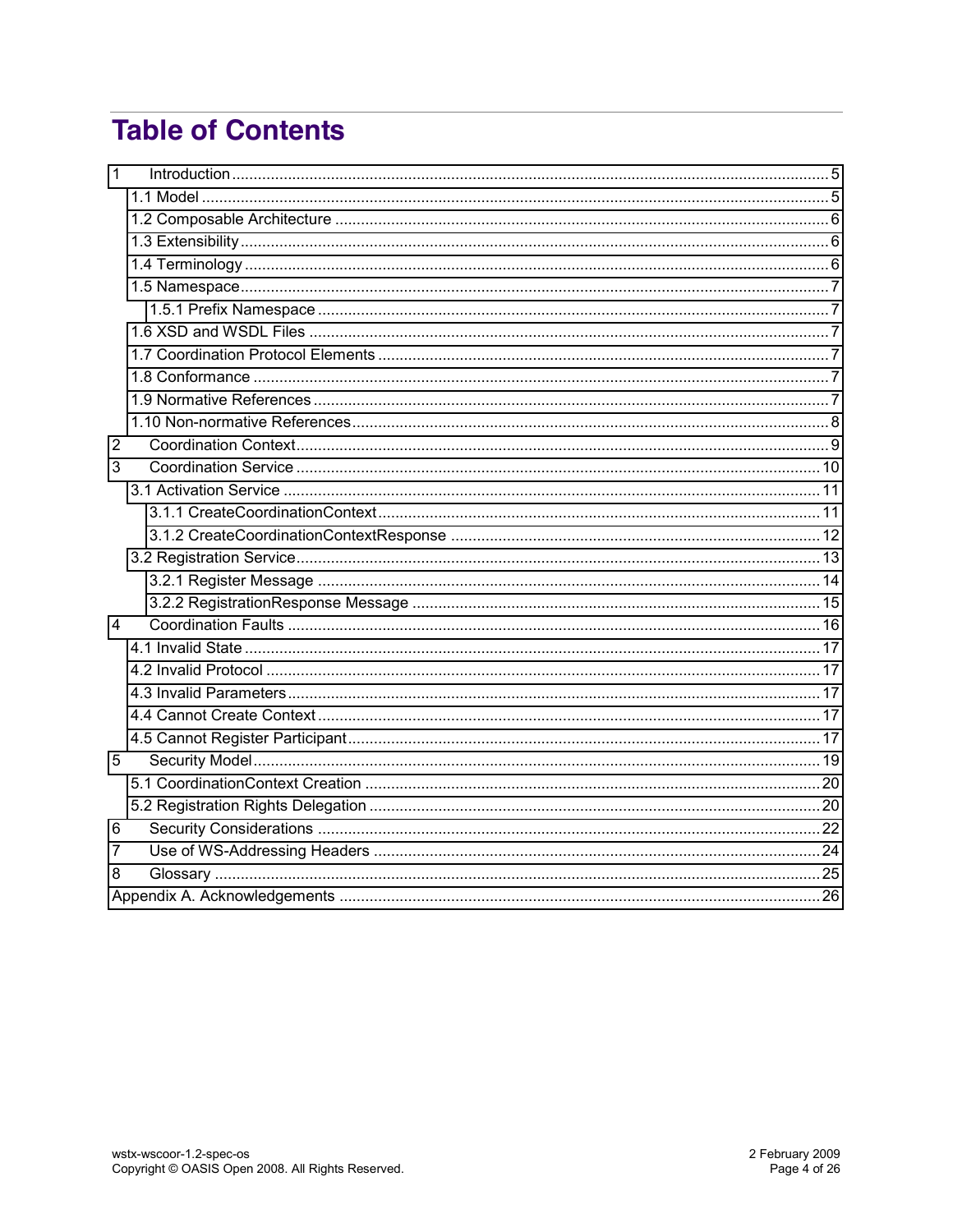# Table of Contents

- 1 Introduction ... 5
  - 1.1 Model ... 5
  - 1.2 Composable Architecture ... 6
  - 1.3 Extensibility ... 6
  - 1.4 Terminology ... 6
  - 1.5 Namespace ... 7
    - 1.5.1 Prefix Namespace ... 7
  - 1.6 XSD and WSDL Files ... 7
  - 1.7 Coordination Protocol Elements ... 7
  - 1.8 Conformance ... 7
  - 1.9 Normative References ... 7
  - 1.10 Non-normative References ... 8
- 2 Coordination Context ... 9
- 3 Coordination Service ... 10
  - 3.1 Activation Service ... 11
    - 3.1.1 CreateCoordinationContext ... 11
    - 3.1.2 CreateCoordinationContextResponse ... 12
  - 3.2 Registration Service ... 13
    - 3.2.1 Register Message ... 14
    - 3.2.2 RegistrationResponse Message ... 15
- 4 Coordination Faults ... 16
  - 4.1 Invalid State ... 17
  - 4.2 Invalid Protocol ... 17
  - 4.3 Invalid Parameters ... 17
  - 4.4 Cannot Create Context ... 17
  - 4.5 Cannot Register Participant ... 17
- 5 Security Model ... 19
  - 5.1 CoordinationContext Creation ... 20
  - 5.2 Registration Rights Delegation ... 20
- 6 Security Considerations ... 22
- 7 Use of WS-Addressing Headers ... 24
- 8 Glossary ... 25
- Appendix A. Acknowledgements ... 26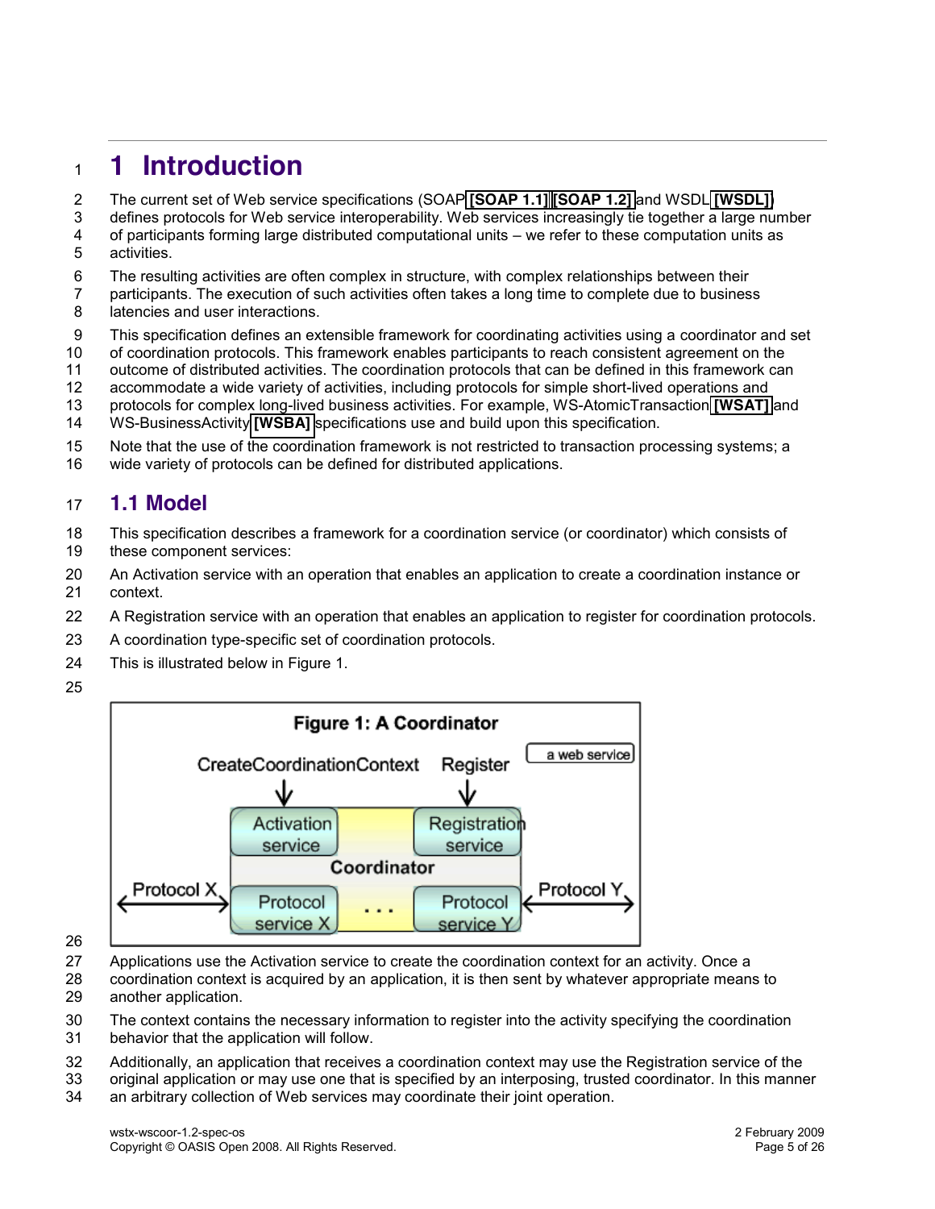# 1 Introduction

The current set of Web service specifications (SOAP [SOAP 1.1][SOAP 1.2] and WSDL [WSDL]) defines protocols for Web service interoperability. Web services increasingly tie together a large number of participants forming large distributed computational units – we refer to these computation units as activities.

The resulting activities are often complex in structure, with complex relationships between their participants. The execution of such activities often takes a long time to complete due to business latencies and user interactions.

This specification defines an extensible framework for coordinating activities using a coordinator and set of coordination protocols. This framework enables participants to reach consistent agreement on the outcome of distributed activities. The coordination protocols that can be defined in this framework can accommodate a wide variety of activities, including protocols for simple short-lived operations and protocols for complex long-lived business activities. For example, WS-AtomicTransaction [WSAT] and WS-BusinessActivity [WSBA] specifications use and build upon this specification.

Note that the use of the coordination framework is not restricted to transaction processing systems; a wide variety of protocols can be defined for distributed applications.

## 1.1 Model

This specification describes a framework for a coordination service (or coordinator) which consists of these component services:

An Activation service with an operation that enables an application to create a coordination instance or context.

A Registration service with an operation that enables an application to register for coordination protocols.

A coordination type-specific set of coordination protocols.

This is illustrated below in Figure 1.

**Figure 1: A Coordinator**

Applications use the Activation service to create the coordination context for an activity. Once a coordination context is acquired by an application, it is then sent by whatever appropriate means to another application.

The context contains the necessary information to register into the activity specifying the coordination behavior that the application will follow.

Additionally, an application that receives a coordination context may use the Registration service of the original application or may use one that is specified by an interposing, trusted coordinator. In this manner an arbitrary collection of Web services may coordinate their joint operation.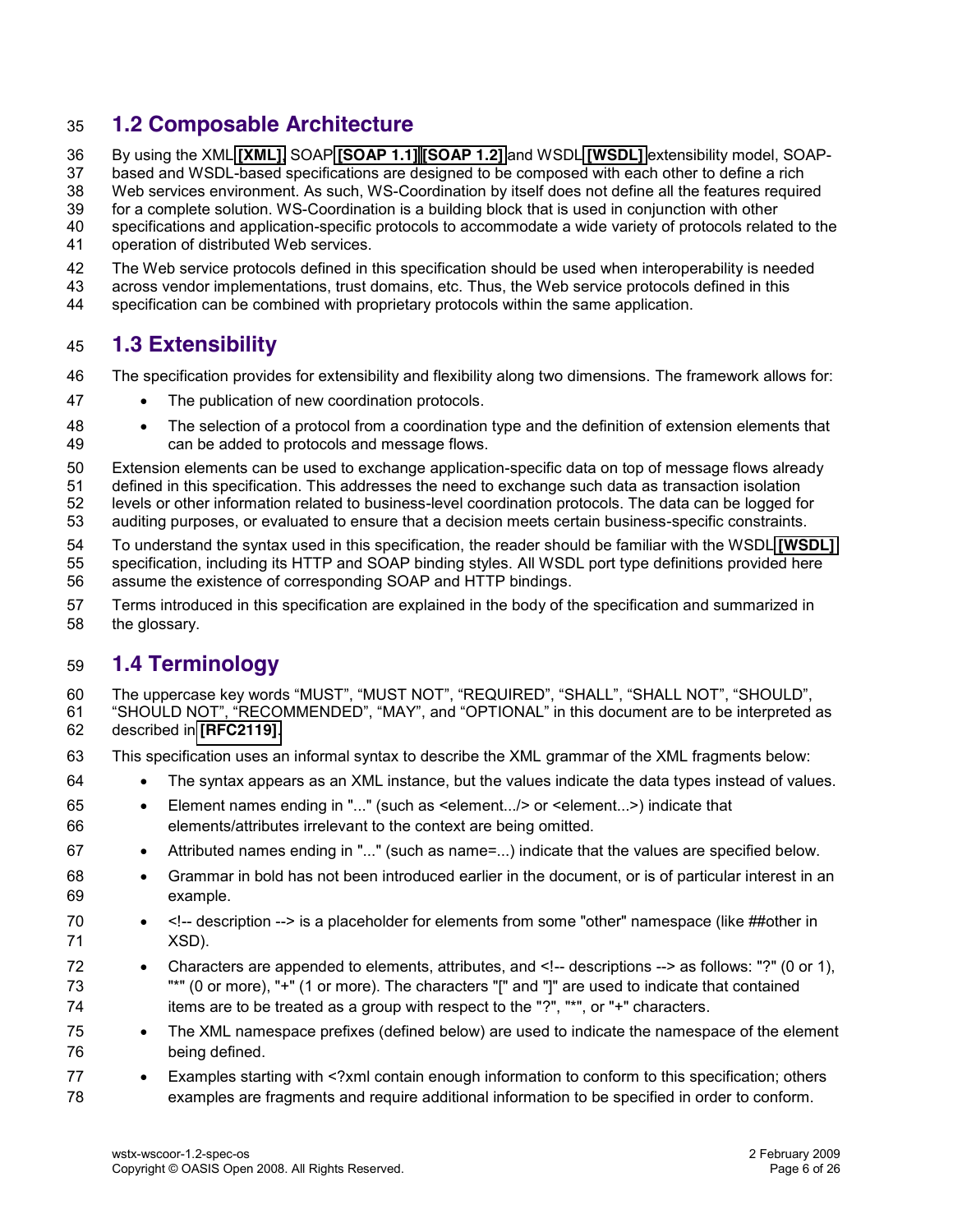## 1.2 Composable Architecture

By using the XML **[XML]**, SOAP **[SOAP 1.1]** **[SOAP 1.2]** and WSDL **[WSDL]** extensibility model, SOAP-based and WSDL-based specifications are designed to be composed with each other to define a rich Web services environment. As such, WS-Coordination by itself does not define all the features required for a complete solution. WS-Coordination is a building block that is used in conjunction with other specifications and application-specific protocols to accommodate a wide variety of protocols related to the operation of distributed Web services.

The Web service protocols defined in this specification should be used when interoperability is needed across vendor implementations, trust domains, etc. Thus, the Web service protocols defined in this specification can be combined with proprietary protocols within the same application.

## 1.3 Extensibility

The specification provides for extensibility and flexibility along two dimensions. The framework allows for:

- The publication of new coordination protocols.
- The selection of a protocol from a coordination type and the definition of extension elements that can be added to protocols and message flows.

Extension elements can be used to exchange application-specific data on top of message flows already defined in this specification. This addresses the need to exchange such data as transaction isolation levels or other information related to business-level coordination protocols. The data can be logged for auditing purposes, or evaluated to ensure that a decision meets certain business-specific constraints.

To understand the syntax used in this specification, the reader should be familiar with the WSDL **[WSDL]** specification, including its HTTP and SOAP binding styles. All WSDL port type definitions provided here assume the existence of corresponding SOAP and HTTP bindings.

Terms introduced in this specification are explained in the body of the specification and summarized in the glossary.

## 1.4 Terminology

The uppercase key words "MUST", "MUST NOT", "REQUIRED", "SHALL", "SHALL NOT", "SHOULD", "SHOULD NOT", "RECOMMENDED", "MAY", and "OPTIONAL" in this document are to be interpreted as described in **[RFC2119]**.

This specification uses an informal syntax to describe the XML grammar of the XML fragments below:

- The syntax appears as an XML instance, but the values indicate the data types instead of values.
- Element names ending in "..." (such as <element.../> or <element...>) indicate that elements/attributes irrelevant to the context are being omitted.
- Attributed names ending in "..." (such as name=...) indicate that the values are specified below.
- Grammar in bold has not been introduced earlier in the document, or is of particular interest in an example.
- <!-- description --> is a placeholder for elements from some "other" namespace (like ##other in XSD).
- Characters are appended to elements, attributes, and <!-- descriptions --> as follows: "?" (0 or 1), "*" (0 or more), "+" (1 or more). The characters "[" and "]" are used to indicate that contained items are to be treated as a group with respect to the "?", "*", or "+" characters.
- The XML namespace prefixes (defined below) are used to indicate the namespace of the element being defined.
- Examples starting with <?xml contain enough information to conform to this specification; others examples are fragments and require additional information to be specified in order to conform.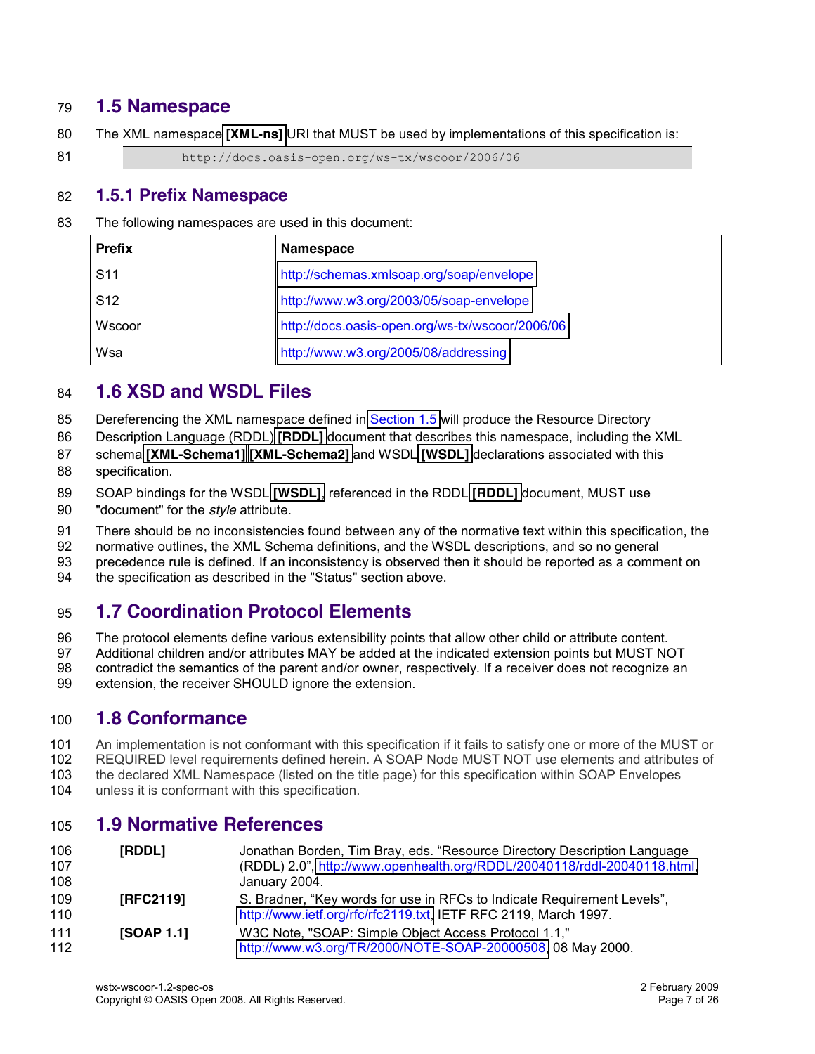## 1.5 Namespace

The XML namespace **[XML-ns]** URI that MUST be used by implementations of this specification is:

```
http://docs.oasis-open.org/ws-tx/wscoor/2006/06
```

### 1.5.1 Prefix Namespace

The following namespaces are used in this document:

| Prefix | Namespace |
|---|---|
| S11 | http://schemas.xmlsoap.org/soap/envelope |
| S12 | http://www.w3.org/2003/05/soap-envelope |
| Wscoor | http://docs.oasis-open.org/ws-tx/wscoor/2006/06 |
| Wsa | http://www.w3.org/2005/08/addressing |

## 1.6 XSD and WSDL Files

Dereferencing the XML namespace defined in Section 1.5 will produce the Resource Directory Description Language (RDDL) **[RDDL]** document that describes this namespace, including the XML schema **[XML-Schema1]** **[XML-Schema2]** and WSDL **[WSDL]** declarations associated with this specification.

SOAP bindings for the WSDL **[WSDL]**, referenced in the RDDL **[RDDL]** document, MUST use "document" for the *style* attribute.

There should be no inconsistencies found between any of the normative text within this specification, the normative outlines, the XML Schema definitions, and the WSDL descriptions, and so no general precedence rule is defined. If an inconsistency is observed then it should be reported as a comment on the specification as described in the "Status" section above.

## 1.7 Coordination Protocol Elements

The protocol elements define various extensibility points that allow other child or attribute content. Additional children and/or attributes MAY be added at the indicated extension points but MUST NOT contradict the semantics of the parent and/or owner, respectively. If a receiver does not recognize an extension, the receiver SHOULD ignore the extension.

## 1.8 Conformance

An implementation is not conformant with this specification if it fails to satisfy one or more of the MUST or REQUIRED level requirements defined herein. A SOAP Node MUST NOT use elements and attributes of the declared XML Namespace (listed on the title page) for this specification within SOAP Envelopes unless it is conformant with this specification.

## 1.9 Normative References

**[RDDL]** Jonathan Borden, Tim Bray, eds. “Resource Directory Description Language (RDDL) 2.0”, http://www.openhealth.org/RDDL/20040118/rddl-20040118.html, January 2004.

**[RFC2119]** S. Bradner, “Key words for use in RFCs to Indicate Requirement Levels”, http://www.ietf.org/rfc/rfc2119.txt, IETF RFC 2119, March 1997.

**[SOAP 1.1]** W3C Note, "SOAP: Simple Object Access Protocol 1.1," http://www.w3.org/TR/2000/NOTE-SOAP-20000508, 08 May 2000.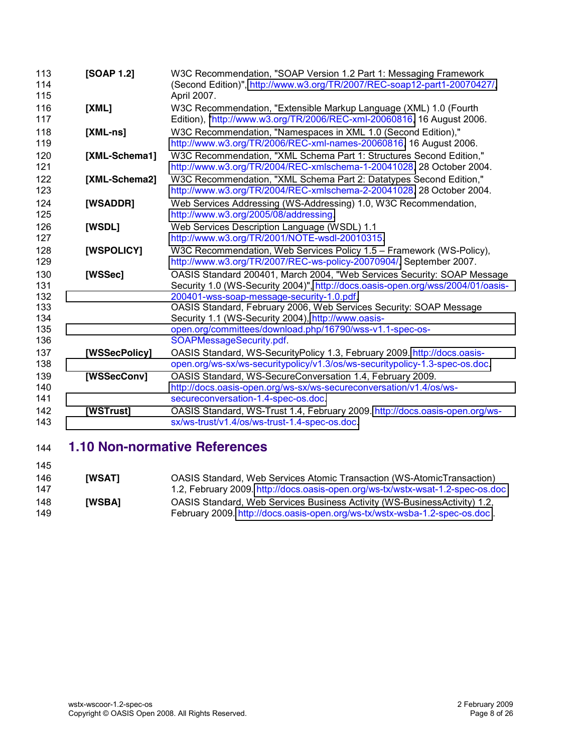**[SOAP 1.2]** W3C Recommendation, "SOAP Version 1.2 Part 1: Messaging Framework (Second Edition)", http://www.w3.org/TR/2007/REC-soap12-part1-20070427/, April 2007.

**[XML]** W3C Recommendation, "Extensible Markup Language (XML) 1.0 (Fourth Edition), "http://www.w3.org/TR/2006/REC-xml-20060816, 16 August 2006.

**[XML-ns]** W3C Recommendation, "Namespaces in XML 1.0 (Second Edition)," http://www.w3.org/TR/2006/REC-xml-names-20060816, 16 August 2006.

**[XML-Schema1]** W3C Recommendation, "XML Schema Part 1: Structures Second Edition," http://www.w3.org/TR/2004/REC-xmlschema-1-20041028, 28 October 2004.

**[XML-Schema2]** W3C Recommendation, "XML Schema Part 2: Datatypes Second Edition," http://www.w3.org/TR/2004/REC-xmlschema-2-20041028, 28 October 2004.

**[WSADDR]** Web Services Addressing (WS-Addressing) 1.0, W3C Recommendation, http://www.w3.org/2005/08/addressing.

**[WSDL]** Web Services Description Language (WSDL) 1.1 http://www.w3.org/TR/2001/NOTE-wsdl-20010315.

**[WSPOLICY]** W3C Recommendation, Web Services Policy 1.5 – Framework (WS-Policy), http://www.w3.org/TR/2007/REC-ws-policy-20070904/, September 2007.

**[WSSec]** OASIS Standard 200401, March 2004, "Web Services Security: SOAP Message Security 1.0 (WS-Security 2004)", http://docs.oasis-open.org/wss/2004/01/oasis-200401-wss-soap-message-security-1.0.pdf.
OASIS Standard, February 2006, Web Services Security: SOAP Message Security 1.1 (WS-Security 2004), http://www.oasis-open.org/committees/download.php/16790/wss-v1.1-spec-os-SOAPMessageSecurity.pdf.

**[WSSecPolicy]** OASIS Standard, WS-SecurityPolicy 1.3, February 2009. http://docs.oasis-open.org/ws-sx/ws-securitypolicy/v1.3/os/ws-securitypolicy-1.3-spec-os.doc.

**[WSSecConv]** OASIS Standard, WS-SecureConversation 1.4, February 2009. http://docs.oasis-open.org/ws-sx/ws-secureconversation/v1.4/os/ws-secureconversation-1.4-spec-os.doc.

**[WSTrust]** OASIS Standard, WS-Trust 1.4, February 2009. http://docs.oasis-open.org/ws-sx/ws-trust/v1.4/os/ws-trust-1.4-spec-os.doc.

## 1.10 Non-normative References

**[WSAT]** OASIS Standard, Web Services Atomic Transaction (WS-AtomicTransaction) 1.2, February 2009. http://docs.oasis-open.org/ws-tx/wstx-wsat-1.2-spec-os.doc

**[WSBA]** OASIS Standard, Web Services Business Activity (WS-BusinessActivity) 1.2, February 2009. http://docs.oasis-open.org/ws-tx/wstx-wsba-1.2-spec-os.doc.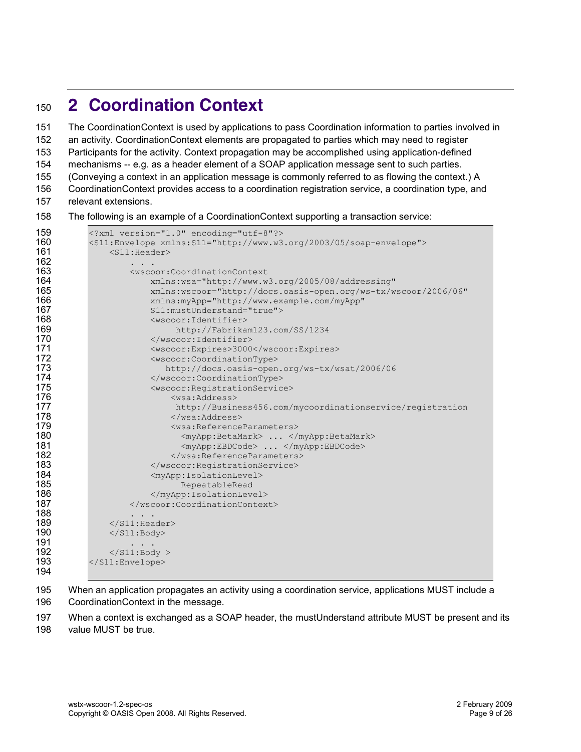# 2 Coordination Context

The CoordinationContext is used by applications to pass Coordination information to parties involved in an activity. CoordinationContext elements are propagated to parties which may need to register Participants for the activity. Context propagation may be accomplished using application-defined mechanisms -- e.g. as a header element of a SOAP application message sent to such parties. (Conveying a context in an application message is commonly referred to as flowing the context.) A CoordinationContext provides access to a coordination registration service, a coordination type, and relevant extensions.

The following is an example of a CoordinationContext supporting a transaction service:

```
<?xml version="1.0" encoding="utf-8"?>
<S11:Envelope xmlns:S11="http://www.w3.org/2003/05/soap-envelope">
    <S11:Header>
        . . .
        <wscoor:CoordinationContext
            xmlns:wsa="http://www.w3.org/2005/08/addressing"
            xmlns:wscoor="http://docs.oasis-open.org/ws-tx/wscoor/2006/06"
            xmlns:myApp="http://www.example.com/myApp"
            S11:mustUnderstand="true">
            <wscoor:Identifier>
                 http://Fabrikam123.com/SS/1234
            </wscoor:Identifier>
            <wscoor:Expires>3000</wscoor:Expires>
            <wscoor:CoordinationType>
               http://docs.oasis-open.org/ws-tx/wsat/2006/06
            </wscoor:CoordinationType>
            <wscoor:RegistrationService>
                <wsa:Address>
                 http://Business456.com/mycoordinationservice/registration
                </wsa:Address>
                <wsa:ReferenceParameters>
                  <myApp:BetaMark> ... </myApp:BetaMark>
                  <myApp:EBDCode> ... </myApp:EBDCode>
                </wsa:ReferenceParameters>
            </wscoor:RegistrationService>
            <myApp:IsolationLevel>
                  RepeatableRead
            </myApp:IsolationLevel>
        </wscoor:CoordinationContext>
        . . .
    </S11:Header>
    </S11:Body>
        . . .
    </S11:Body >
</S11:Envelope>
```

When an application propagates an activity using a coordination service, applications MUST include a CoordinationContext in the message.

When a context is exchanged as a SOAP header, the mustUnderstand attribute MUST be present and its value MUST be true.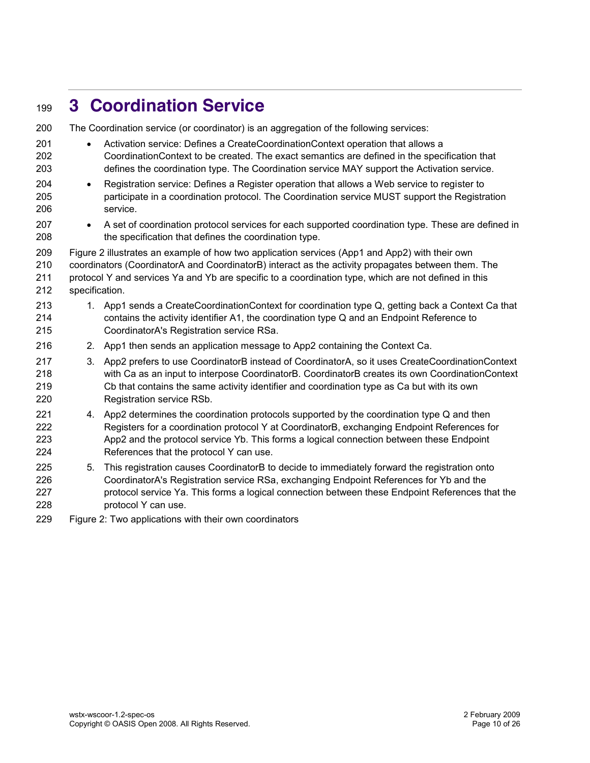# 3 Coordination Service

The Coordination service (or coordinator) is an aggregation of the following services:

- Activation service: Defines a CreateCoordinationContext operation that allows a CoordinationContext to be created. The exact semantics are defined in the specification that defines the coordination type. The Coordination service MAY support the Activation service.
- Registration service: Defines a Register operation that allows a Web service to register to participate in a coordination protocol. The Coordination service MUST support the Registration service.
- A set of coordination protocol services for each supported coordination type. These are defined in the specification that defines the coordination type.

Figure 2 illustrates an example of how two application services (App1 and App2) with their own coordinators (CoordinatorA and CoordinatorB) interact as the activity propagates between them. The protocol Y and services Ya and Yb are specific to a coordination type, which are not defined in this specification.

1. App1 sends a CreateCoordinationContext for coordination type Q, getting back a Context Ca that contains the activity identifier A1, the coordination type Q and an Endpoint Reference to CoordinatorA's Registration service RSa.
2. App1 then sends an application message to App2 containing the Context Ca.
3. App2 prefers to use CoordinatorB instead of CoordinatorA, so it uses CreateCoordinationContext with Ca as an input to interpose CoordinatorB. CoordinatorB creates its own CoordinationContext Cb that contains the same activity identifier and coordination type as Ca but with its own Registration service RSb.
4. App2 determines the coordination protocols supported by the coordination type Q and then Registers for a coordination protocol Y at CoordinatorB, exchanging Endpoint References for App2 and the protocol service Yb. This forms a logical connection between these Endpoint References that the protocol Y can use.
5. This registration causes CoordinatorB to decide to immediately forward the registration onto CoordinatorA's Registration service RSa, exchanging Endpoint References for Yb and the protocol service Ya. This forms a logical connection between these Endpoint References that the protocol Y can use.

Figure 2: Two applications with their own coordinators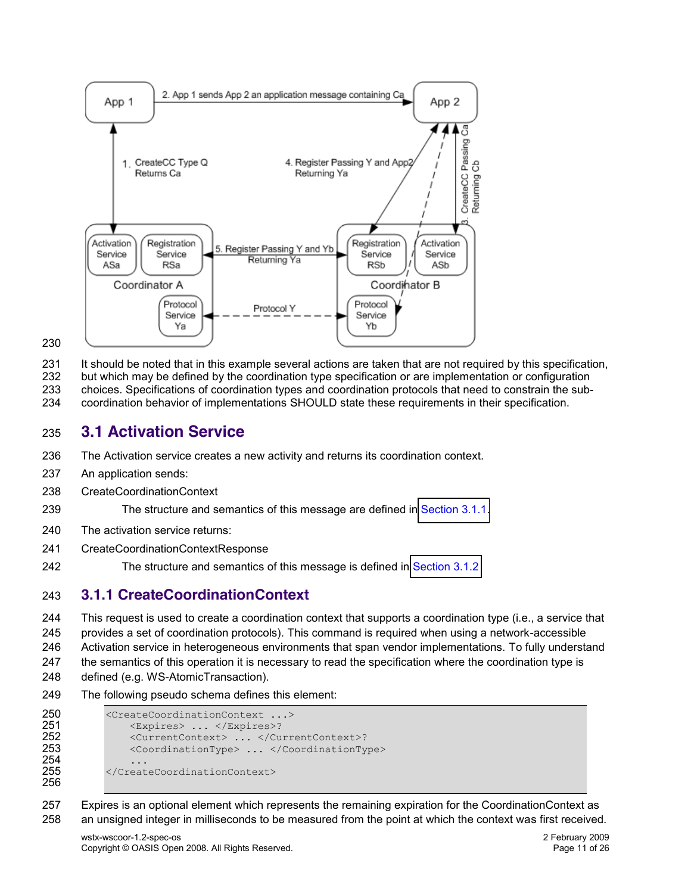It should be noted that in this example several actions are taken that are not required by this specification, but which may be defined by the coordination type specification or are implementation or configuration choices. Specifications of coordination types and coordination protocols that need to constrain the sub-coordination behavior of implementations SHOULD state these requirements in their specification.

## 3.1 Activation Service

The Activation service creates a new activity and returns its coordination context.

An application sends:

CreateCoordinationContext

> The structure and semantics of this message are defined in Section 3.1.1.

The activation service returns:

CreateCoordinationContextResponse

> The structure and semantics of this message is defined in Section 3.1.2

### 3.1.1 CreateCoordinationContext

This request is used to create a coordination context that supports a coordination type (i.e., a service that provides a set of coordination protocols). This command is required when using a network-accessible Activation service in heterogeneous environments that span vendor implementations. To fully understand the semantics of this operation it is necessary to read the specification where the coordination type is defined (e.g. WS-AtomicTransaction).

The following pseudo schema defines this element:

```
<CreateCoordinationContext ...>
    <Expires> ... </Expires>?
    <CurrentContext> ... </CurrentContext>?
    <CoordinationType> ... </CoordinationType>
    ...
</CreateCoordinationContext>
```

Expires is an optional element which represents the remaining expiration for the CoordinationContext as an unsigned integer in milliseconds to be measured from the point at which the context was first received.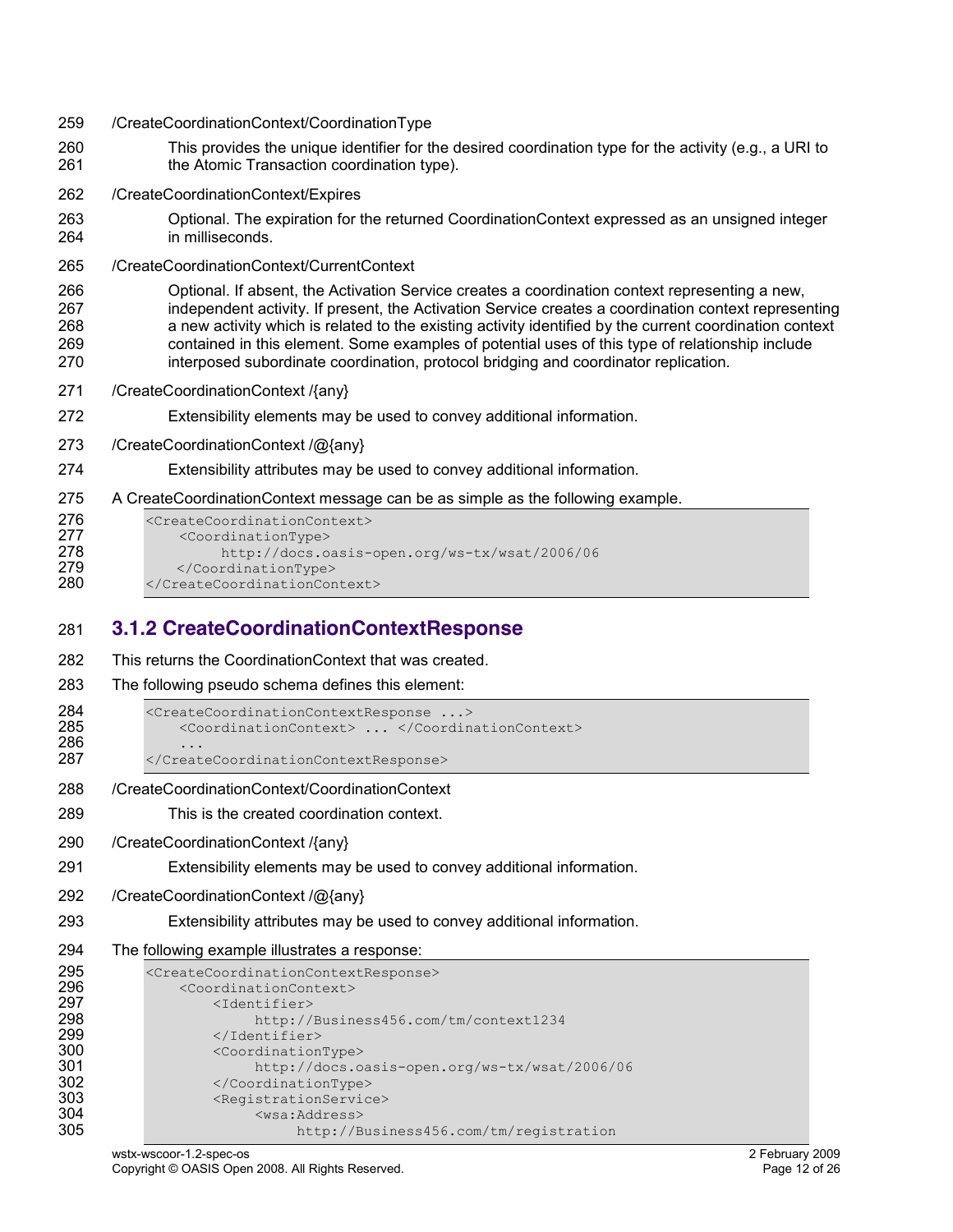/CreateCoordinationContext/CoordinationType

This provides the unique identifier for the desired coordination type for the activity (e.g., a URI to the Atomic Transaction coordination type).

/CreateCoordinationContext/Expires

Optional. The expiration for the returned CoordinationContext expressed as an unsigned integer in milliseconds.

/CreateCoordinationContext/CurrentContext

Optional. If absent, the Activation Service creates a coordination context representing a new, independent activity. If present, the Activation Service creates a coordination context representing a new activity which is related to the existing activity identified by the current coordination context contained in this element. Some examples of potential uses of this type of relationship include interposed subordinate coordination, protocol bridging and coordinator replication.

/CreateCoordinationContext /{any}

Extensibility elements may be used to convey additional information.

/CreateCoordinationContext /@{any}

Extensibility attributes may be used to convey additional information.

A CreateCoordinationContext message can be as simple as the following example.

```
<CreateCoordinationContext>
    <CoordinationType>
         http://docs.oasis-open.org/ws-tx/wsat/2006/06
    </CoordinationType>
</CreateCoordinationContext>
```

### 3.1.2 CreateCoordinationContextResponse

This returns the CoordinationContext that was created.

The following pseudo schema defines this element:

```
<CreateCoordinationContextResponse ...>
    <CoordinationContext> ... </CoordinationContext>
    ...
</CreateCoordinationContextResponse>
```

/CreateCoordinationContext/CoordinationContext

This is the created coordination context.

/CreateCoordinationContext /{any}

Extensibility elements may be used to convey additional information.

/CreateCoordinationContext /@{any}

Extensibility attributes may be used to convey additional information.

The following example illustrates a response:

```
<CreateCoordinationContextResponse>
    <CoordinationContext>
        <Identifier>
             http://Business456.com/tm/context1234
        </Identifier>
        <CoordinationType>
             http://docs.oasis-open.org/ws-tx/wsat/2006/06
        </CoordinationType>
        <RegistrationService>
             <wsa:Address>
                  http://Business456.com/tm/registration
```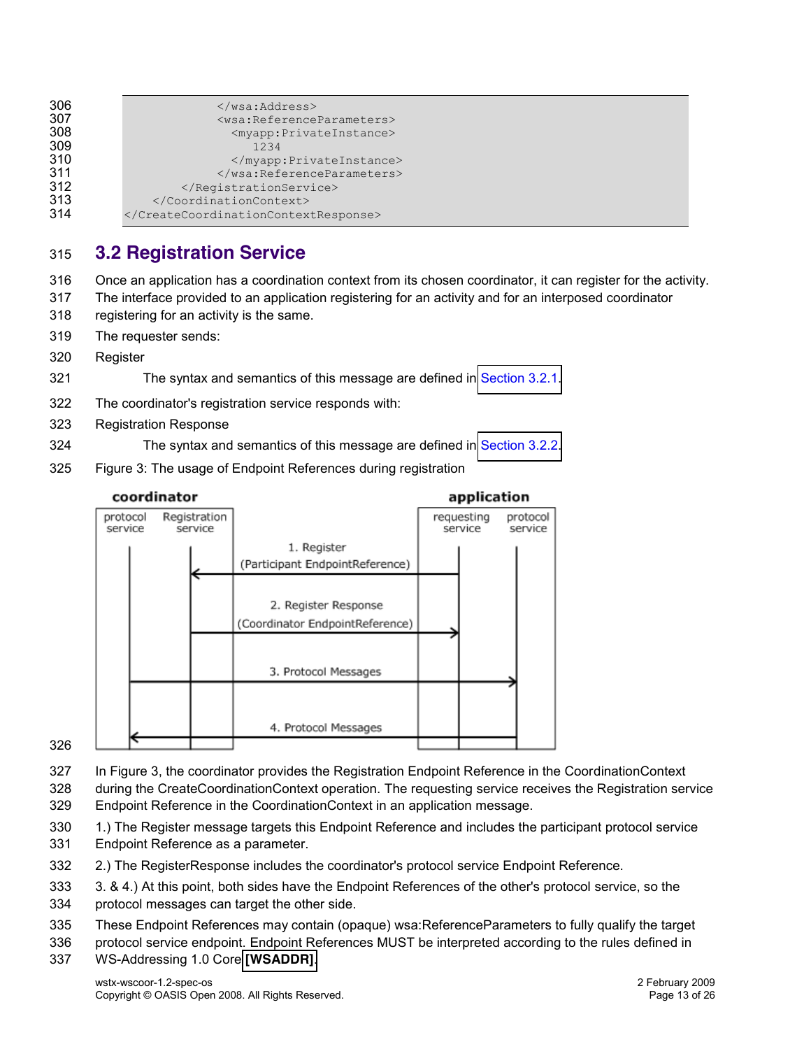```
            </wsa:Address>
            <wsa:ReferenceParameters>
              <myapp:PrivateInstance>
                1234
              </myapp:PrivateInstance>
            </wsa:ReferenceParameters>
        </RegistrationService>
    </CoordinationContext>
</CreateCoordinationContextResponse>
```

## 3.2 Registration Service

Once an application has a coordination context from its chosen coordinator, it can register for the activity. The interface provided to an application registering for an activity and for an interposed coordinator registering for an activity is the same.

The requester sends:

Register

The syntax and semantics of this message are defined in Section 3.2.1.

The coordinator's registration service responds with:

Registration Response

The syntax and semantics of this message are defined in Section 3.2.2.

Figure 3: The usage of Endpoint References during registration

In Figure 3, the coordinator provides the Registration Endpoint Reference in the CoordinationContext during the CreateCoordinationContext operation. The requesting service receives the Registration service Endpoint Reference in the CoordinationContext in an application message.

1.) The Register message targets this Endpoint Reference and includes the participant protocol service Endpoint Reference as a parameter.

2.) The RegisterResponse includes the coordinator's protocol service Endpoint Reference.

3. & 4.) At this point, both sides have the Endpoint References of the other's protocol service, so the protocol messages can target the other side.

These Endpoint References may contain (opaque) wsa:ReferenceParameters to fully qualify the target protocol service endpoint. Endpoint References MUST be interpreted according to the rules defined in WS-Addressing 1.0 Core **[WSADDR]**.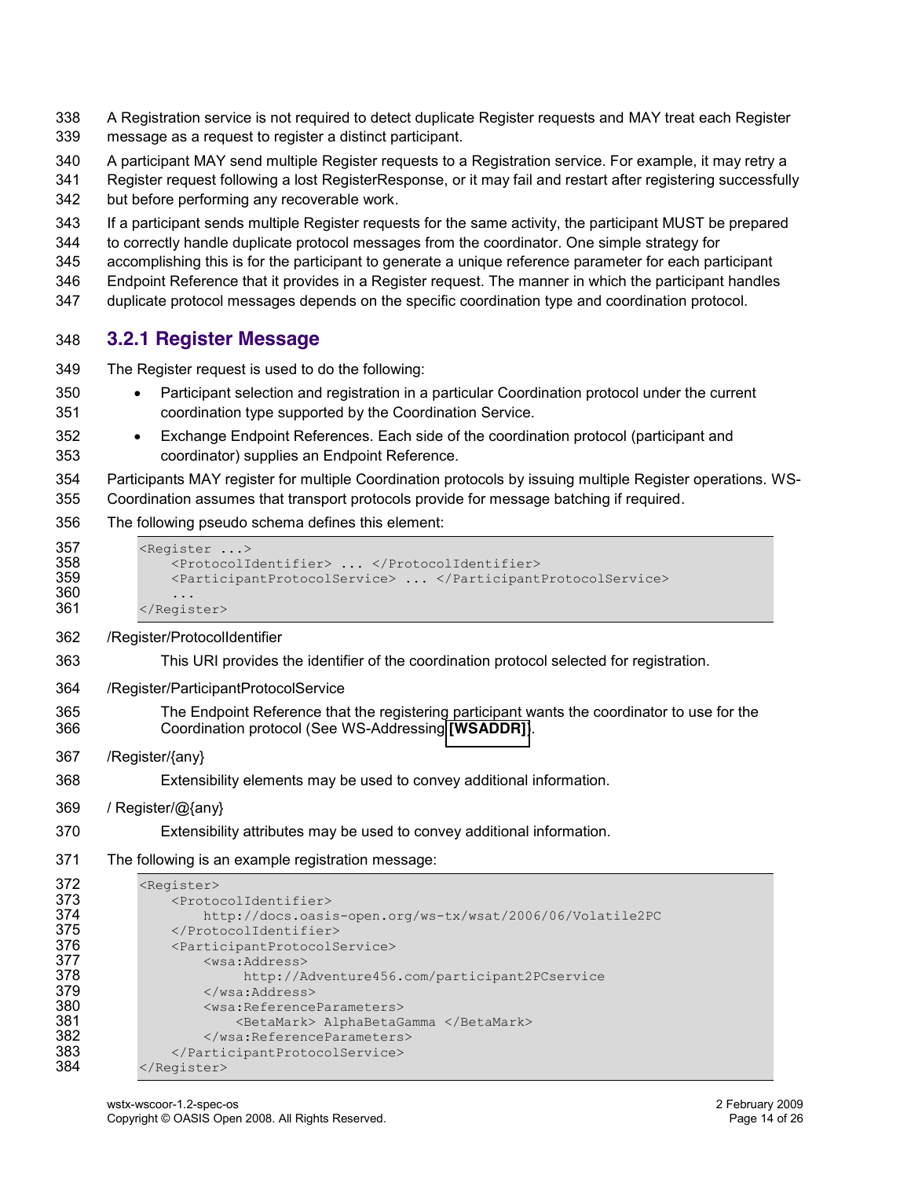A Registration service is not required to detect duplicate Register requests and MAY treat each Register message as a request to register a distinct participant.

A participant MAY send multiple Register requests to a Registration service. For example, it may retry a Register request following a lost RegisterResponse, or it may fail and restart after registering successfully but before performing any recoverable work.

If a participant sends multiple Register requests for the same activity, the participant MUST be prepared to correctly handle duplicate protocol messages from the coordinator. One simple strategy for accomplishing this is for the participant to generate a unique reference parameter for each participant Endpoint Reference that it provides in a Register request. The manner in which the participant handles duplicate protocol messages depends on the specific coordination type and coordination protocol.

### 3.2.1 Register Message

The Register request is used to do the following:

- Participant selection and registration in a particular Coordination protocol under the current coordination type supported by the Coordination Service.
- Exchange Endpoint References. Each side of the coordination protocol (participant and coordinator) supplies an Endpoint Reference.

Participants MAY register for multiple Coordination protocols by issuing multiple Register operations. WS-Coordination assumes that transport protocols provide for message batching if required.

The following pseudo schema defines this element:

```
<Register ...>
    <ProtocolIdentifier> ... </ProtocolIdentifier>
    <ParticipantProtocolService> ... </ParticipantProtocolService>
    ...
</Register>
```

/Register/ProtocolIdentifier

This URI provides the identifier of the coordination protocol selected for registration.

/Register/ParticipantProtocolService

The Endpoint Reference that the registering participant wants the coordinator to use for the Coordination protocol (See WS-Addressing **[WSADDR]**).

/Register/{any}

Extensibility elements may be used to convey additional information.

/ Register/@{any}

Extensibility attributes may be used to convey additional information.

The following is an example registration message:

```
<Register>
    <ProtocolIdentifier>
        http://docs.oasis-open.org/ws-tx/wsat/2006/06/Volatile2PC
    </ProtocolIdentifier>
    <ParticipantProtocolService>
        <wsa:Address>
             http://Adventure456.com/participant2PCservice
        </wsa:Address>
        <wsa:ReferenceParameters>
            <BetaMark> AlphaBetaGamma </BetaMark>
        </wsa:ReferenceParameters>
    </ParticipantProtocolService>
</Register>
```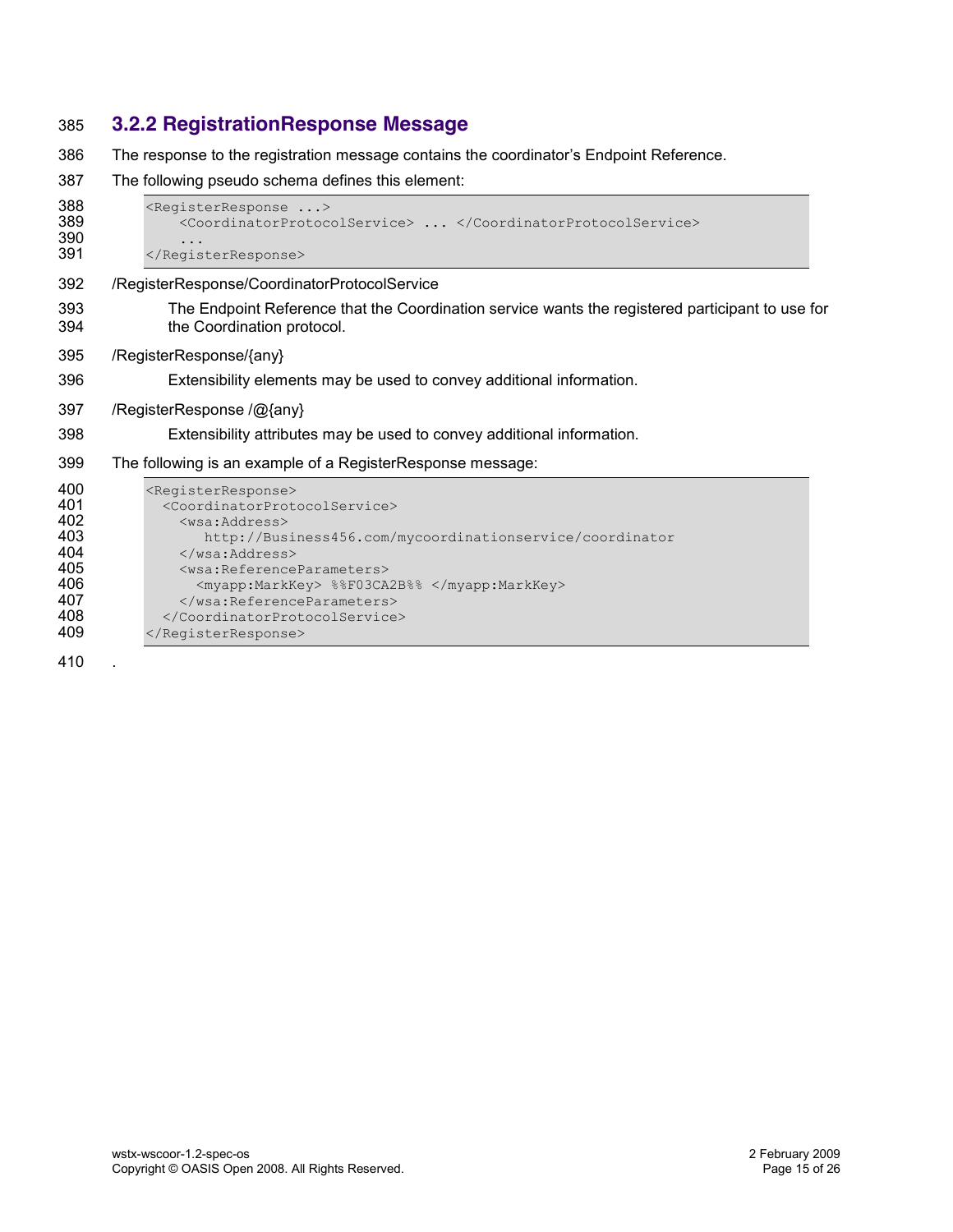### 3.2.2 RegistrationResponse Message

The response to the registration message contains the coordinator's Endpoint Reference.

The following pseudo schema defines this element:

```
<RegisterResponse ...>
    <CoordinatorProtocolService> ... </CoordinatorProtocolService>
    ...
</RegisterResponse>
```

/RegisterResponse/CoordinatorProtocolService

The Endpoint Reference that the Coordination service wants the registered participant to use for the Coordination protocol.

/RegisterResponse/{any}

Extensibility elements may be used to convey additional information.

/RegisterResponse /@{any}

Extensibility attributes may be used to convey additional information.

The following is an example of a RegisterResponse message:

```
<RegisterResponse>
  <CoordinatorProtocolService>
    <wsa:Address>
       http://Business456.com/mycoordinationservice/coordinator
    </wsa:Address>
    <wsa:ReferenceParameters>
      <myapp:MarkKey> %%F03CA2B%% </myapp:MarkKey>
    </wsa:ReferenceParameters>
  </CoordinatorProtocolService>
</RegisterResponse>
```

.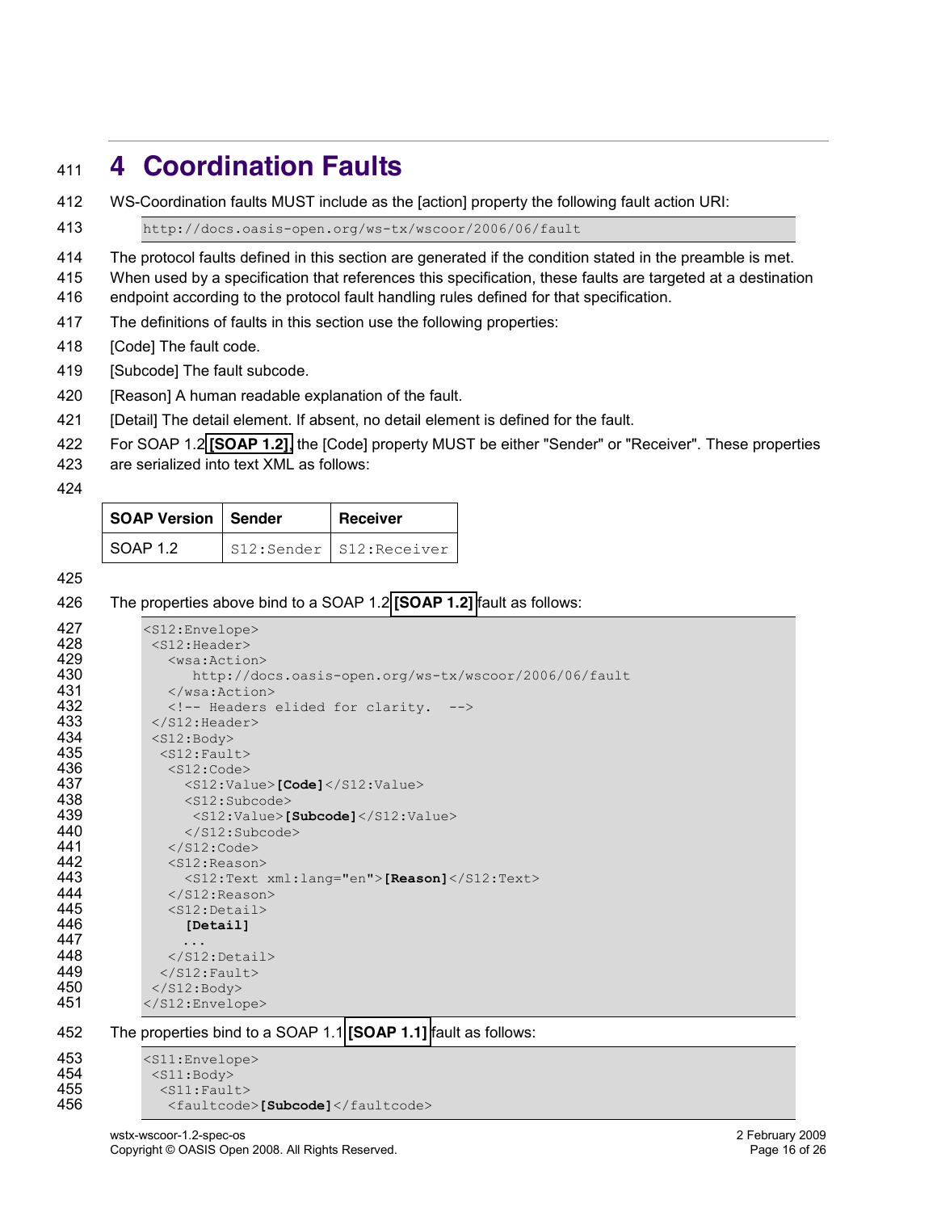# 4 Coordination Faults

WS-Coordination faults MUST include as the [action] property the following fault action URI:

```
http://docs.oasis-open.org/ws-tx/wscoor/2006/06/fault
```

The protocol faults defined in this section are generated if the condition stated in the preamble is met. When used by a specification that references this specification, these faults are targeted at a destination endpoint according to the protocol fault handling rules defined for that specification.

The definitions of faults in this section use the following properties:

[Code] The fault code.

[Subcode] The fault subcode.

[Reason] A human readable explanation of the fault.

[Detail] The detail element. If absent, no detail element is defined for the fault.

For SOAP 1.2 **[SOAP 1.2]**, the [Code] property MUST be either "Sender" or "Receiver". These properties are serialized into text XML as follows:

| SOAP Version | Sender | Receiver |
|---|---|---|
| SOAP 1.2 | `S12:Sender` | `S12:Receiver` |

The properties above bind to a SOAP 1.2 **[SOAP 1.2]** fault as follows:

```
<S12:Envelope>
 <S12:Header>
   <wsa:Action>
      http://docs.oasis-open.org/ws-tx/wscoor/2006/06/fault
   </wsa:Action>
   <!-- Headers elided for clarity.  -->
 </S12:Header>
 <S12:Body>
  <S12:Fault>
   <S12:Code>
     <S12:Value>[Code]</S12:Value>
     <S12:Subcode>
      <S12:Value>[Subcode]</S12:Value>
     </S12:Subcode>
   </S12:Code>
   <S12:Reason>
     <S12:Text xml:lang="en">[Reason]</S12:Text>
   </S12:Reason>
   <S12:Detail>
     [Detail]
     ...
   </S12:Detail>
  </S12:Fault>
 </S12:Body>
</S12:Envelope>
```

The properties bind to a SOAP 1.1 **[SOAP 1.1]** fault as follows:

```
<S11:Envelope>
 <S11:Body>
  <S11:Fault>
   <faultcode>[Subcode]</faultcode>
```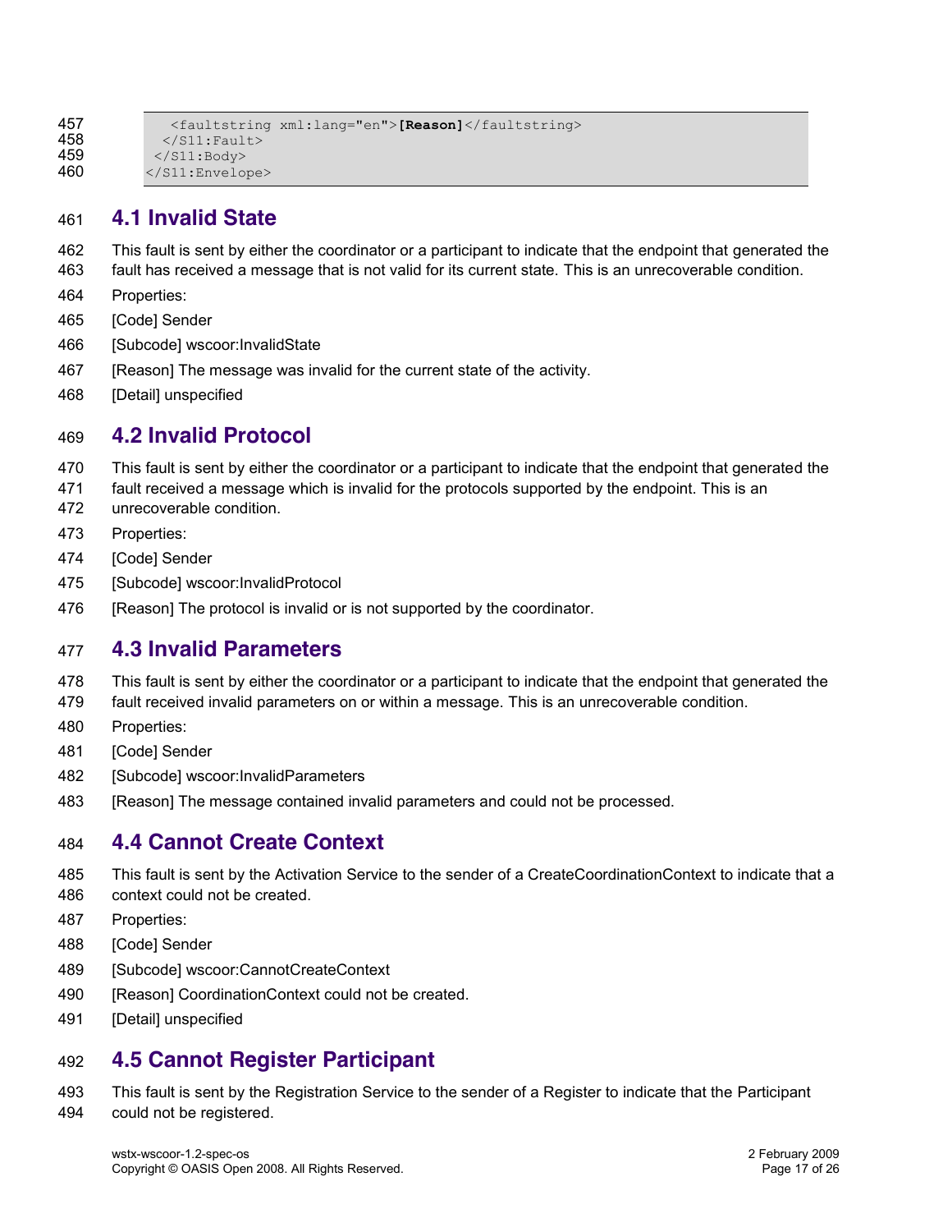```
    <faultstring xml:lang="en">[Reason]</faultstring>
   </S11:Fault>
  </S11:Body>
</S11:Envelope>
```

## 4.1 Invalid State

This fault is sent by either the coordinator or a participant to indicate that the endpoint that generated the fault has received a message that is not valid for its current state. This is an unrecoverable condition.

Properties:

[Code] Sender

[Subcode] wscoor:InvalidState

[Reason] The message was invalid for the current state of the activity.

[Detail] unspecified

## 4.2 Invalid Protocol

This fault is sent by either the coordinator or a participant to indicate that the endpoint that generated the fault received a message which is invalid for the protocols supported by the endpoint. This is an unrecoverable condition.

Properties:

[Code] Sender

[Subcode] wscoor:InvalidProtocol

[Reason] The protocol is invalid or is not supported by the coordinator.

## 4.3 Invalid Parameters

This fault is sent by either the coordinator or a participant to indicate that the endpoint that generated the fault received invalid parameters on or within a message. This is an unrecoverable condition.

Properties:

[Code] Sender

[Subcode] wscoor:InvalidParameters

[Reason] The message contained invalid parameters and could not be processed.

## 4.4 Cannot Create Context

This fault is sent by the Activation Service to the sender of a CreateCoordinationContext to indicate that a context could not be created.

Properties:

[Code] Sender

[Subcode] wscoor:CannotCreateContext

[Reason] CoordinationContext could not be created.

[Detail] unspecified

## 4.5 Cannot Register Participant

This fault is sent by the Registration Service to the sender of a Register to indicate that the Participant could not be registered.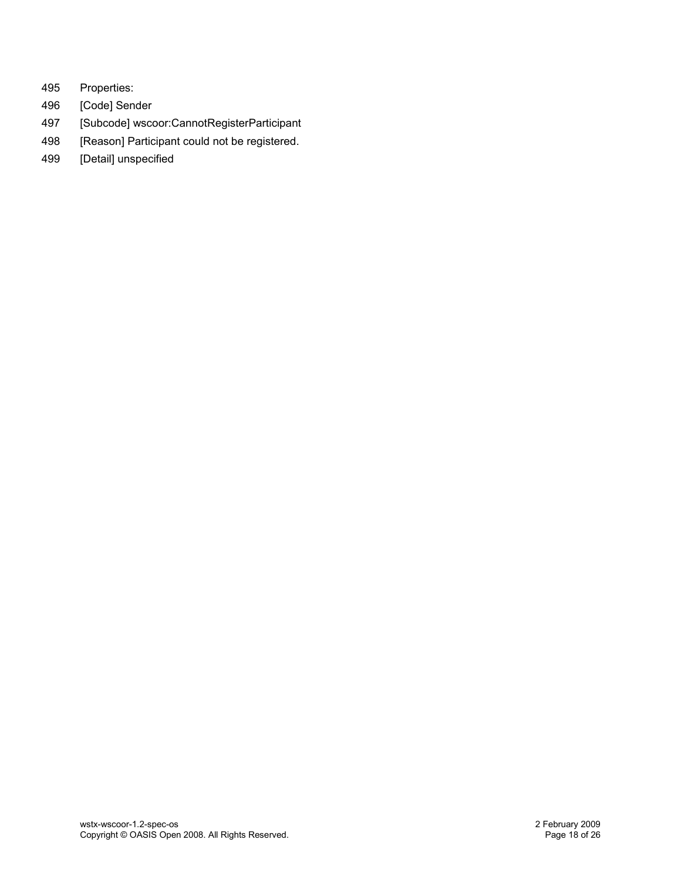Properties:

[Code] Sender

[Subcode] wscoor:CannotRegisterParticipant

[Reason] Participant could not be registered.

[Detail] unspecified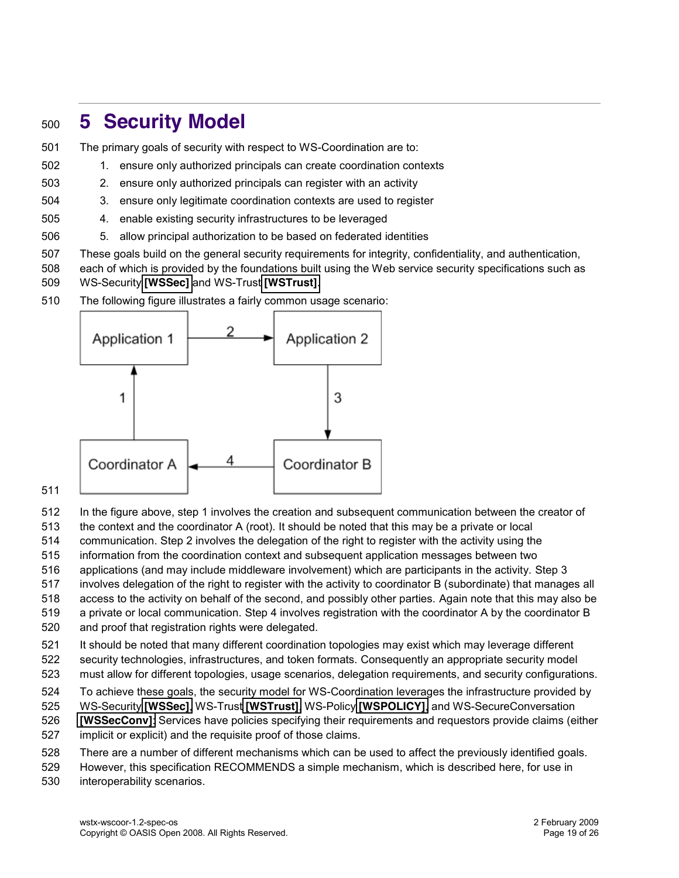# 5 Security Model

The primary goals of security with respect to WS-Coordination are to:

1. ensure only authorized principals can create coordination contexts
2. ensure only authorized principals can register with an activity
3. ensure only legitimate coordination contexts are used to register
4. enable existing security infrastructures to be leveraged
5. allow principal authorization to be based on federated identities

These goals build on the general security requirements for integrity, confidentiality, and authentication, each of which is provided by the foundations built using the Web service security specifications such as WS-Security **[WSSec]** and WS-Trust **[WSTrust]**.

The following figure illustrates a fairly common usage scenario:

In the figure above, step 1 involves the creation and subsequent communication between the creator of the context and the coordinator A (root). It should be noted that this may be a private or local communication. Step 2 involves the delegation of the right to register with the activity using the information from the coordination context and subsequent application messages between two applications (and may include middleware involvement) which are participants in the activity. Step 3 involves delegation of the right to register with the activity to coordinator B (subordinate) that manages all access to the activity on behalf of the second, and possibly other parties. Again note that this may also be a private or local communication. Step 4 involves registration with the coordinator A by the coordinator B and proof that registration rights were delegated.

It should be noted that many different coordination topologies may exist which may leverage different security technologies, infrastructures, and token formats. Consequently an appropriate security model must allow for different topologies, usage scenarios, delegation requirements, and security configurations.

To achieve these goals, the security model for WS-Coordination leverages the infrastructure provided by WS-Security **[WSSec]**, WS-Trust **[WSTrust]**, WS-Policy **[WSPOLICY]**, and WS-SecureConversation **[WSSecConv]**. Services have policies specifying their requirements and requestors provide claims (either implicit or explicit) and the requisite proof of those claims.

There are a number of different mechanisms which can be used to affect the previously identified goals. However, this specification RECOMMENDS a simple mechanism, which is described here, for use in interoperability scenarios.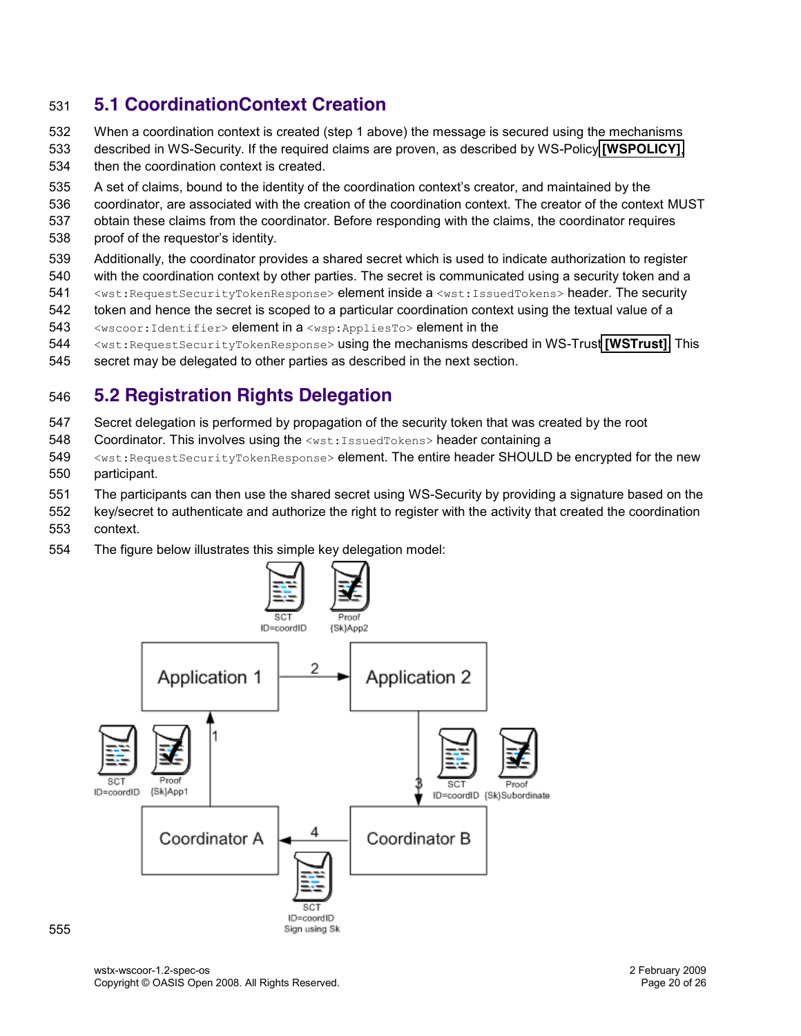## 5.1 CoordinationContext Creation

When a coordination context is created (step 1 above) the message is secured using the mechanisms described in WS-Security. If the required claims are proven, as described by WS-Policy **[WSPOLICY]**, then the coordination context is created.

A set of claims, bound to the identity of the coordination context's creator, and maintained by the coordinator, are associated with the creation of the coordination context. The creator of the context MUST obtain these claims from the coordinator. Before responding with the claims, the coordinator requires proof of the requestor's identity.

Additionally, the coordinator provides a shared secret which is used to indicate authorization to register with the coordination context by other parties. The secret is communicated using a security token and a `<wst:RequestSecurityTokenResponse>` element inside a `<wst:IssuedTokens>` header. The security token and hence the secret is scoped to a particular coordination context using the textual value of a `<wscoor:Identifier>` element in a `<wsp:AppliesTo>` element in the `<wst:RequestSecurityTokenResponse>` using the mechanisms described in WS-Trust **[WSTrust]**. This secret may be delegated to other parties as described in the next section.

## 5.2 Registration Rights Delegation

Secret delegation is performed by propagation of the security token that was created by the root Coordinator. This involves using the `<wst:IssuedTokens>` header containing a `<wst:RequestSecurityTokenResponse>` element. The entire header SHOULD be encrypted for the new participant.

The participants can then use the shared secret using WS-Security by providing a signature based on the key/secret to authenticate and authorize the right to register with the activity that created the coordination context.

The figure below illustrates this simple key delegation model: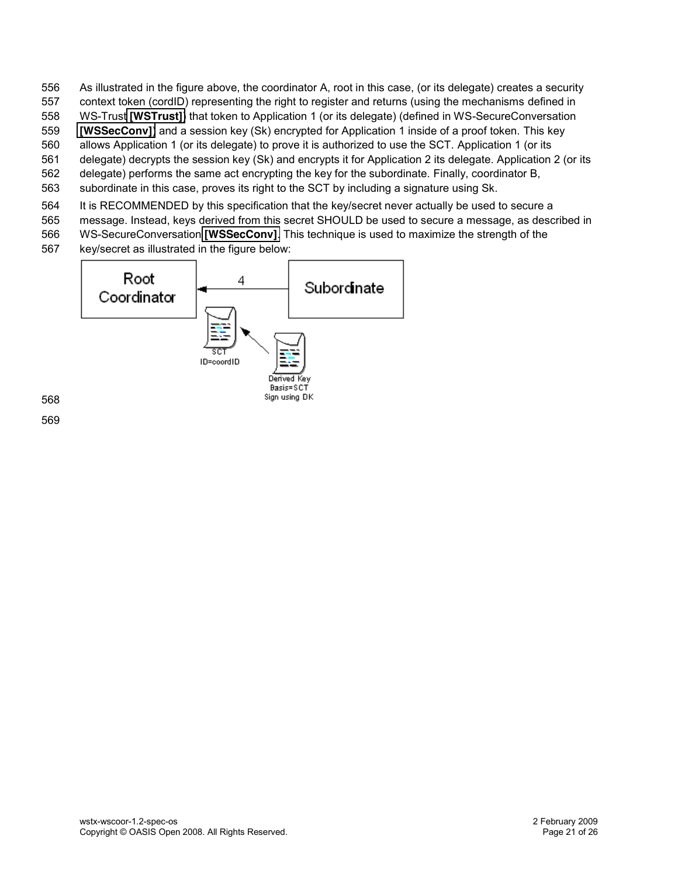As illustrated in the figure above, the coordinator A, root in this case, (or its delegate) creates a security context token (cordID) representing the right to register and returns (using the mechanisms defined in WS-Trust [WSTrust]) that token to Application 1 (or its delegate) (defined in WS-SecureConversation [WSSecConv]) and a session key (Sk) encrypted for Application 1 inside of a proof token. This key allows Application 1 (or its delegate) to prove it is authorized to use the SCT. Application 1 (or its delegate) decrypts the session key (Sk) and encrypts it for Application 2 its delegate. Application 2 (or its delegate) performs the same act encrypting the key for the subordinate. Finally, coordinator B, subordinate in this case, proves its right to the SCT by including a signature using Sk.

It is RECOMMENDED by this specification that the key/secret never actually be used to secure a message. Instead, keys derived from this secret SHOULD be used to secure a message, as described in WS-SecureConversation [WSSecConv]. This technique is used to maximize the strength of the key/secret as illustrated in the figure below: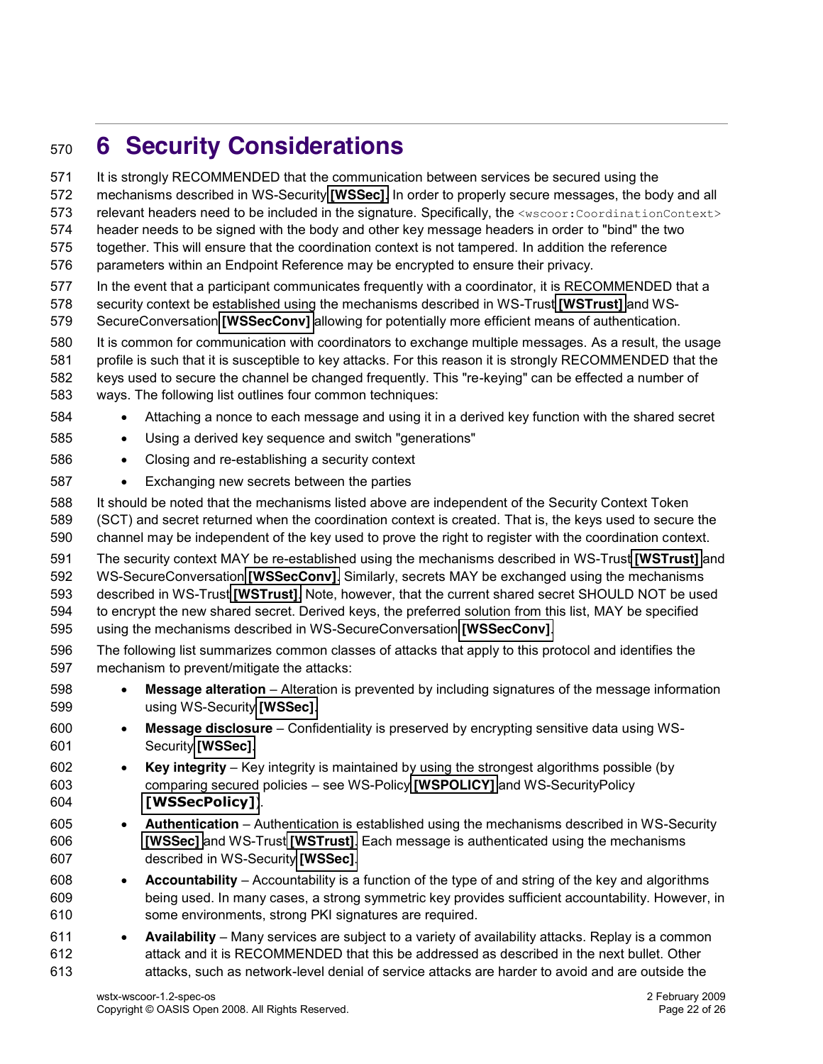# 6 Security Considerations

It is strongly RECOMMENDED that the communication between services be secured using the mechanisms described in WS-Security [WSSec]. In order to properly secure messages, the body and all relevant headers need to be included in the signature. Specifically, the `<wscoor:CoordinationContext>` header needs to be signed with the body and other key message headers in order to "bind" the two together. This will ensure that the coordination context is not tampered. In addition the reference parameters within an Endpoint Reference may be encrypted to ensure their privacy.

In the event that a participant communicates frequently with a coordinator, it is RECOMMENDED that a security context be established using the mechanisms described in WS-Trust [WSTrust] and WS-SecureConversation [WSSecConv] allowing for potentially more efficient means of authentication.

It is common for communication with coordinators to exchange multiple messages. As a result, the usage profile is such that it is susceptible to key attacks. For this reason it is strongly RECOMMENDED that the keys used to secure the channel be changed frequently. This "re-keying" can be effected a number of ways. The following list outlines four common techniques:

- Attaching a nonce to each message and using it in a derived key function with the shared secret
- Using a derived key sequence and switch "generations"
- Closing and re-establishing a security context
- Exchanging new secrets between the parties

It should be noted that the mechanisms listed above are independent of the Security Context Token (SCT) and secret returned when the coordination context is created. That is, the keys used to secure the channel may be independent of the key used to prove the right to register with the coordination context.

The security context MAY be re-established using the mechanisms described in WS-Trust [WSTrust] and WS-SecureConversation [WSSecConv]. Similarly, secrets MAY be exchanged using the mechanisms described in WS-Trust [WSTrust]. Note, however, that the current shared secret SHOULD NOT be used to encrypt the new shared secret. Derived keys, the preferred solution from this list, MAY be specified using the mechanisms described in WS-SecureConversation [WSSecConv].

The following list summarizes common classes of attacks that apply to this protocol and identifies the mechanism to prevent/mitigate the attacks:

- **Message alteration** – Alteration is prevented by including signatures of the message information using WS-Security [WSSec].
- **Message disclosure** – Confidentiality is preserved by encrypting sensitive data using WS-Security [WSSec].
- **Key integrity** – Key integrity is maintained by using the strongest algorithms possible (by comparing secured policies – see WS-Policy [WSPOLICY] and WS-SecurityPolicy [WSSecPolicy]).
- **Authentication** – Authentication is established using the mechanisms described in WS-Security [WSSec] and WS-Trust [WSTrust]. Each message is authenticated using the mechanisms described in WS-Security [WSSec].
- **Accountability** – Accountability is a function of the type of and string of the key and algorithms being used. In many cases, a strong symmetric key provides sufficient accountability. However, in some environments, strong PKI signatures are required.
- **Availability** – Many services are subject to a variety of availability attacks. Replay is a common attack and it is RECOMMENDED that this be addressed as described in the next bullet. Other attacks, such as network-level denial of service attacks are harder to avoid and are outside the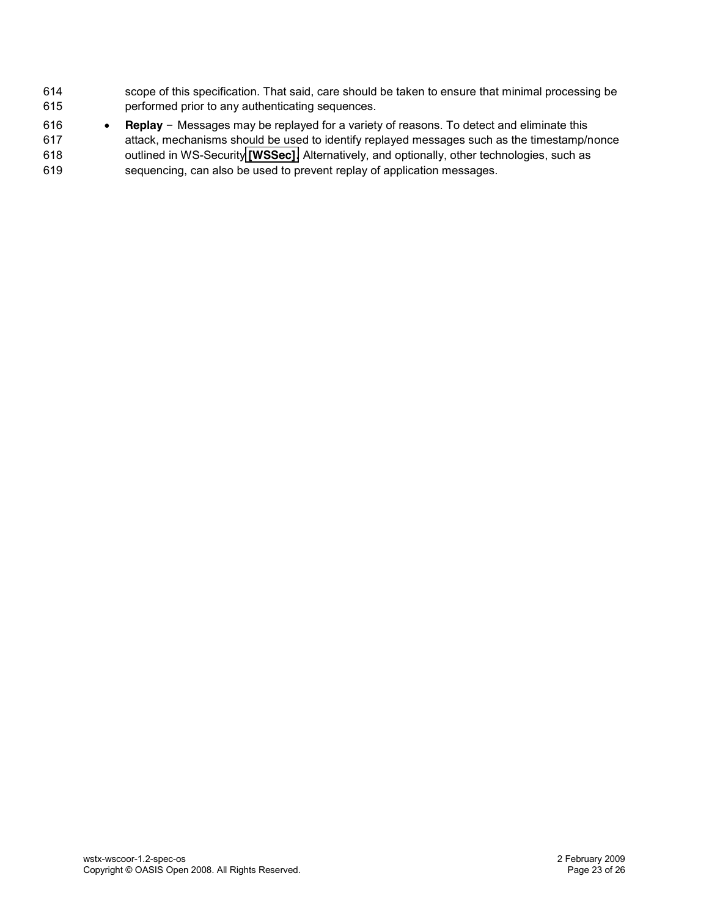scope of this specification. That said, care should be taken to ensure that minimal processing be performed prior to any authenticating sequences.

- **Replay** – Messages may be replayed for a variety of reasons. To detect and eliminate this attack, mechanisms should be used to identify replayed messages such as the timestamp/nonce outlined in WS-Security **[WSSec]**. Alternatively, and optionally, other technologies, such as sequencing, can also be used to prevent replay of application messages.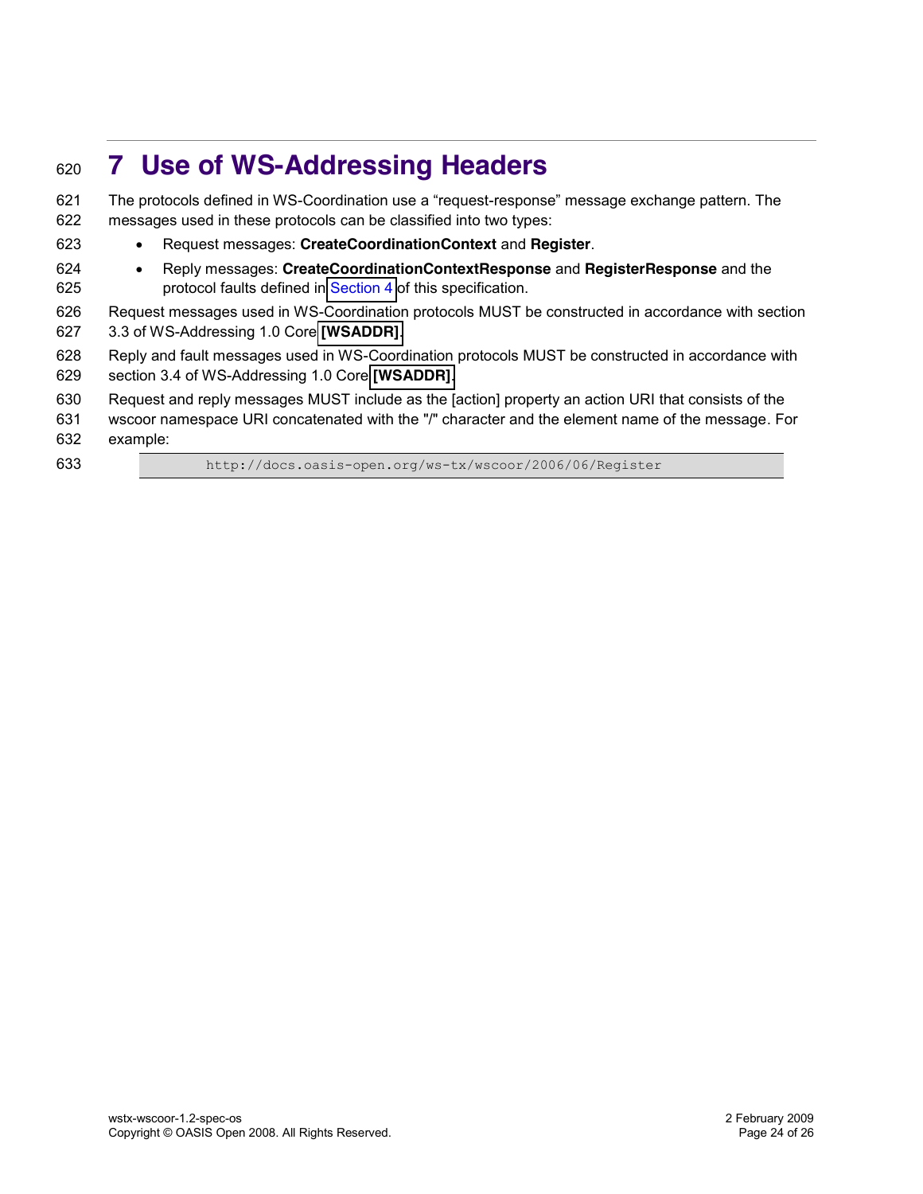# 7 Use of WS-Addressing Headers

The protocols defined in WS-Coordination use a “request-response” message exchange pattern. The messages used in these protocols can be classified into two types:

- Request messages: **CreateCoordinationContext** and **Register**.
- Reply messages: **CreateCoordinationContextResponse** and **RegisterResponse** and the protocol faults defined in Section 4 of this specification.

Request messages used in WS-Coordination protocols MUST be constructed in accordance with section 3.3 of WS-Addressing 1.0 Core **[WSADDR]**.

Reply and fault messages used in WS-Coordination protocols MUST be constructed in accordance with section 3.4 of WS-Addressing 1.0 Core **[WSADDR]**.

Request and reply messages MUST include as the [action] property an action URI that consists of the wscoor namespace URI concatenated with the "/" character and the element name of the message. For example:

```
http://docs.oasis-open.org/ws-tx/wscoor/2006/06/Register
```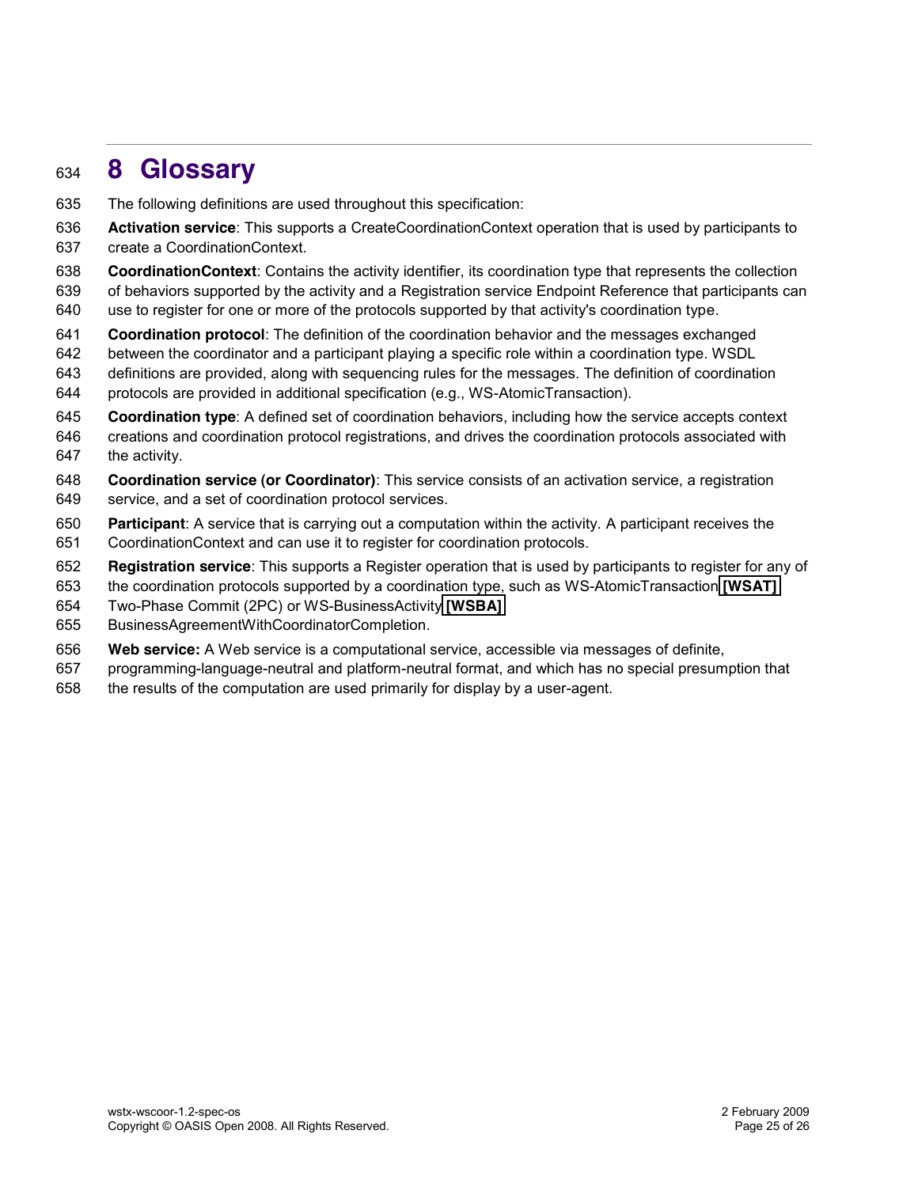# 8 Glossary

The following definitions are used throughout this specification:

**Activation service**: This supports a CreateCoordinationContext operation that is used by participants to create a CoordinationContext.

**CoordinationContext**: Contains the activity identifier, its coordination type that represents the collection of behaviors supported by the activity and a Registration service Endpoint Reference that participants can use to register for one or more of the protocols supported by that activity's coordination type.

**Coordination protocol**: The definition of the coordination behavior and the messages exchanged between the coordinator and a participant playing a specific role within a coordination type. WSDL definitions are provided, along with sequencing rules for the messages. The definition of coordination protocols are provided in additional specification (e.g., WS-AtomicTransaction).

**Coordination type**: A defined set of coordination behaviors, including how the service accepts context creations and coordination protocol registrations, and drives the coordination protocols associated with the activity.

**Coordination service (or Coordinator)**: This service consists of an activation service, a registration service, and a set of coordination protocol services.

**Participant**: A service that is carrying out a computation within the activity. A participant receives the CoordinationContext and can use it to register for coordination protocols.

**Registration service**: This supports a Register operation that is used by participants to register for any of the coordination protocols supported by a coordination type, such as WS-AtomicTransaction **[WSAT]** Two-Phase Commit (2PC) or WS-BusinessActivity **[WSBA]** BusinessAgreementWithCoordinatorCompletion.

**Web service:** A Web service is a computational service, accessible via messages of definite, programming-language-neutral and platform-neutral format, and which has no special presumption that the results of the computation are used primarily for display by a user-agent.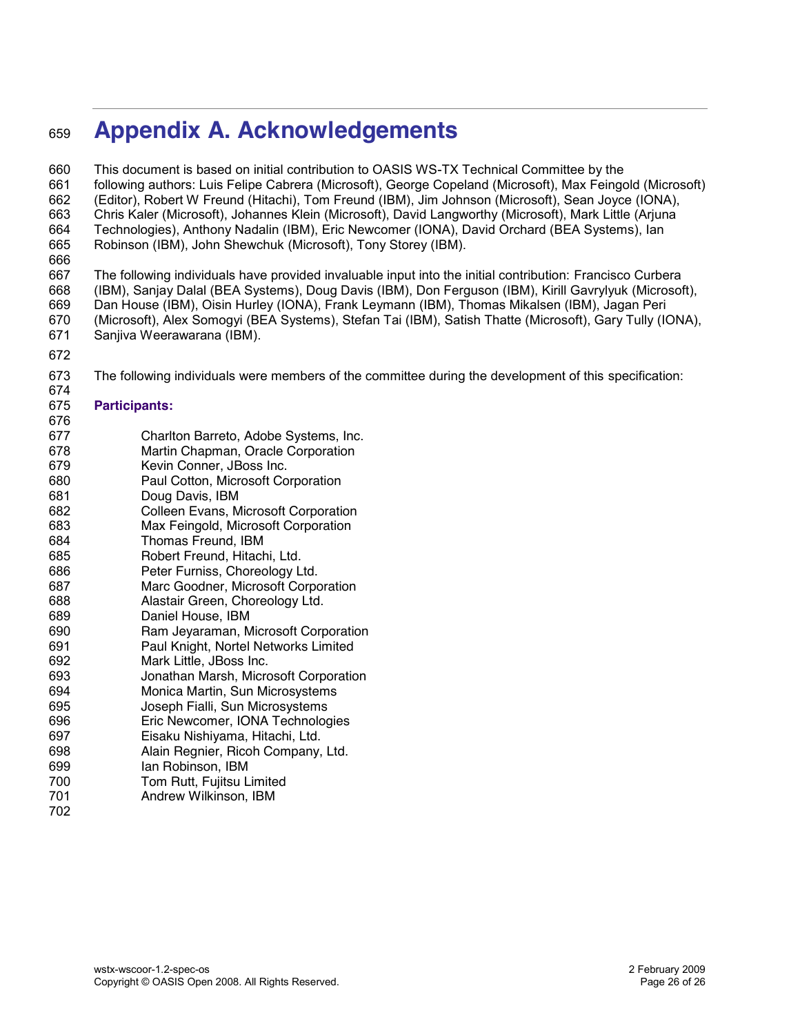# Appendix A. Acknowledgements

This document is based on initial contribution to OASIS WS-TX Technical Committee by the following authors: Luis Felipe Cabrera (Microsoft), George Copeland (Microsoft), Max Feingold (Microsoft) (Editor), Robert W Freund (Hitachi), Tom Freund (IBM), Jim Johnson (Microsoft), Sean Joyce (IONA), Chris Kaler (Microsoft), Johannes Klein (Microsoft), David Langworthy (Microsoft), Mark Little (Arjuna Technologies), Anthony Nadalin (IBM), Eric Newcomer (IONA), David Orchard (BEA Systems), Ian Robinson (IBM), John Shewchuk (Microsoft), Tony Storey (IBM).

The following individuals have provided invaluable input into the initial contribution: Francisco Curbera (IBM), Sanjay Dalal (BEA Systems), Doug Davis (IBM), Don Ferguson (IBM), Kirill Gavrylyuk (Microsoft), Dan House (IBM), Oisin Hurley (IONA), Frank Leymann (IBM), Thomas Mikalsen (IBM), Jagan Peri (Microsoft), Alex Somogyi (BEA Systems), Stefan Tai (IBM), Satish Thatte (Microsoft), Gary Tully (IONA), Sanjiva Weerawarana (IBM).

The following individuals were members of the committee during the development of this specification:

**Participants:**

Charlton Barreto, Adobe Systems, Inc.
Martin Chapman, Oracle Corporation
Kevin Conner, JBoss Inc.
Paul Cotton, Microsoft Corporation
Doug Davis, IBM
Colleen Evans, Microsoft Corporation
Max Feingold, Microsoft Corporation
Thomas Freund, IBM
Robert Freund, Hitachi, Ltd.
Peter Furniss, Choreology Ltd.
Marc Goodner, Microsoft Corporation
Alastair Green, Choreology Ltd.
Daniel House, IBM
Ram Jeyaraman, Microsoft Corporation
Paul Knight, Nortel Networks Limited
Mark Little, JBoss Inc.
Jonathan Marsh, Microsoft Corporation
Monica Martin, Sun Microsystems
Joseph Fialli, Sun Microsystems
Eric Newcomer, IONA Technologies
Eisaku Nishiyama, Hitachi, Ltd.
Alain Regnier, Ricoh Company, Ltd.
Ian Robinson, IBM
Tom Rutt, Fujitsu Limited
Andrew Wilkinson, IBM